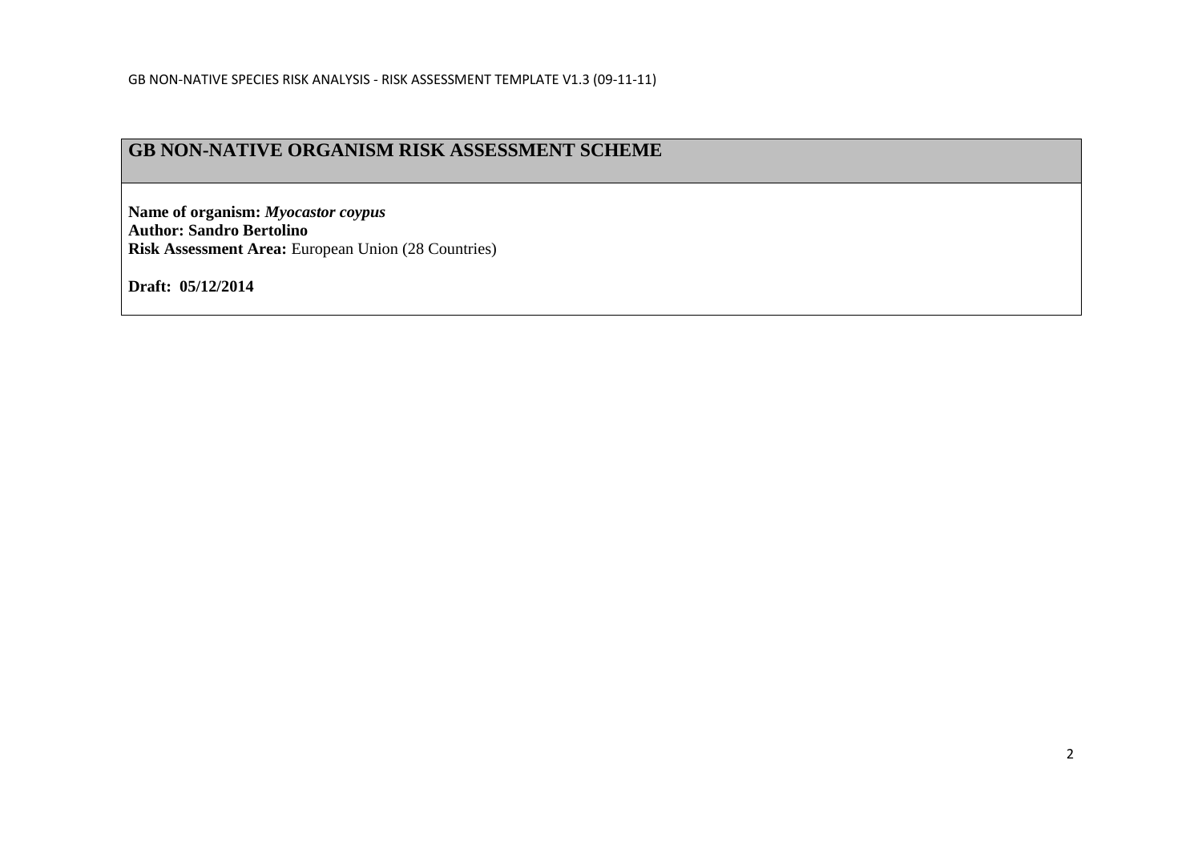# GB NON-NATIVE ORGANISM RISK ASSESSMENT SCHEME

**Name of organism:** ***Myocastor coypus***
**Author: Sandro Bertolino**
**Risk Assessment Area:** European Union (28 Countries)

**Draft: 05/12/2014**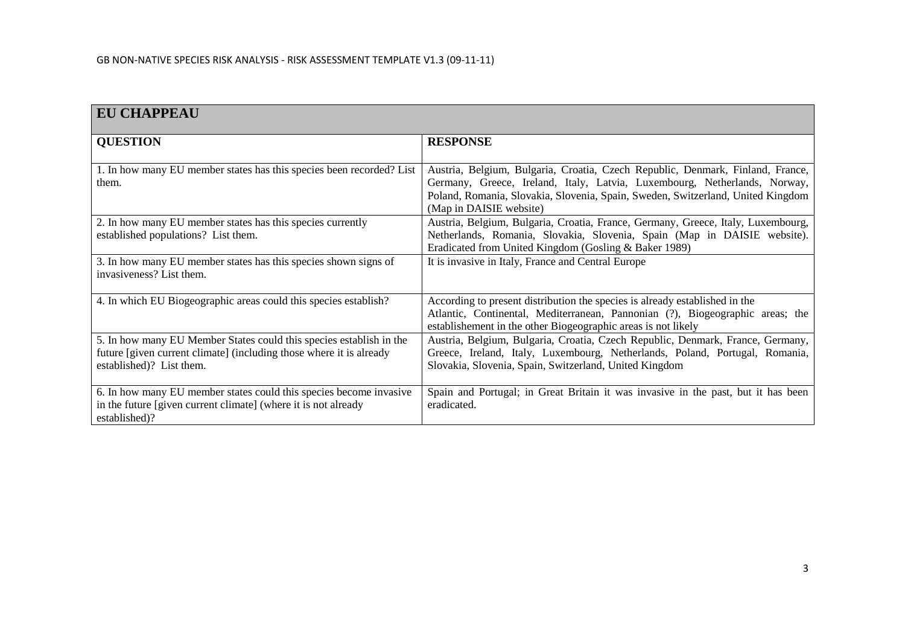| EU CHAPPEAU | |
|---|---|
| **QUESTION** | **RESPONSE** |
| 1. In how many EU member states has this species been recorded? List them. | Austria, Belgium, Bulgaria, Croatia, Czech Republic, Denmark, Finland, France, Germany, Greece, Ireland, Italy, Latvia, Luxembourg, Netherlands, Norway, Poland, Romania, Slovakia, Slovenia, Spain, Sweden, Switzerland, United Kingdom (Map in DAISIE website) |
| 2. In how many EU member states has this species currently established populations? List them. | Austria, Belgium, Bulgaria, Croatia, France, Germany, Greece, Italy, Luxembourg, Netherlands, Romania, Slovakia, Slovenia, Spain (Map in DAISIE website). Eradicated from United Kingdom (Gosling & Baker 1989) |
| 3. In how many EU member states has this species shown signs of invasiveness? List them. | It is invasive in Italy, France and Central Europe |
| 4. In which EU Biogeographic areas could this species establish? | According to present distribution the species is already established in the Atlantic, Continental, Mediterranean, Pannonian (?), Biogeographic areas; the establishement in the other Biogeographic areas is not likely |
| 5. In how many EU Member States could this species establish in the future [given current climate] (including those where it is already established)? List them. | Austria, Belgium, Bulgaria, Croatia, Czech Republic, Denmark, France, Germany, Greece, Ireland, Italy, Luxembourg, Netherlands, Poland, Portugal, Romania, Slovakia, Slovenia, Spain, Switzerland, United Kingdom |
| 6. In how many EU member states could this species become invasive in the future [given current climate] (where it is not already established)? | Spain and Portugal; in Great Britain it was invasive in the past, but it has been eradicated. |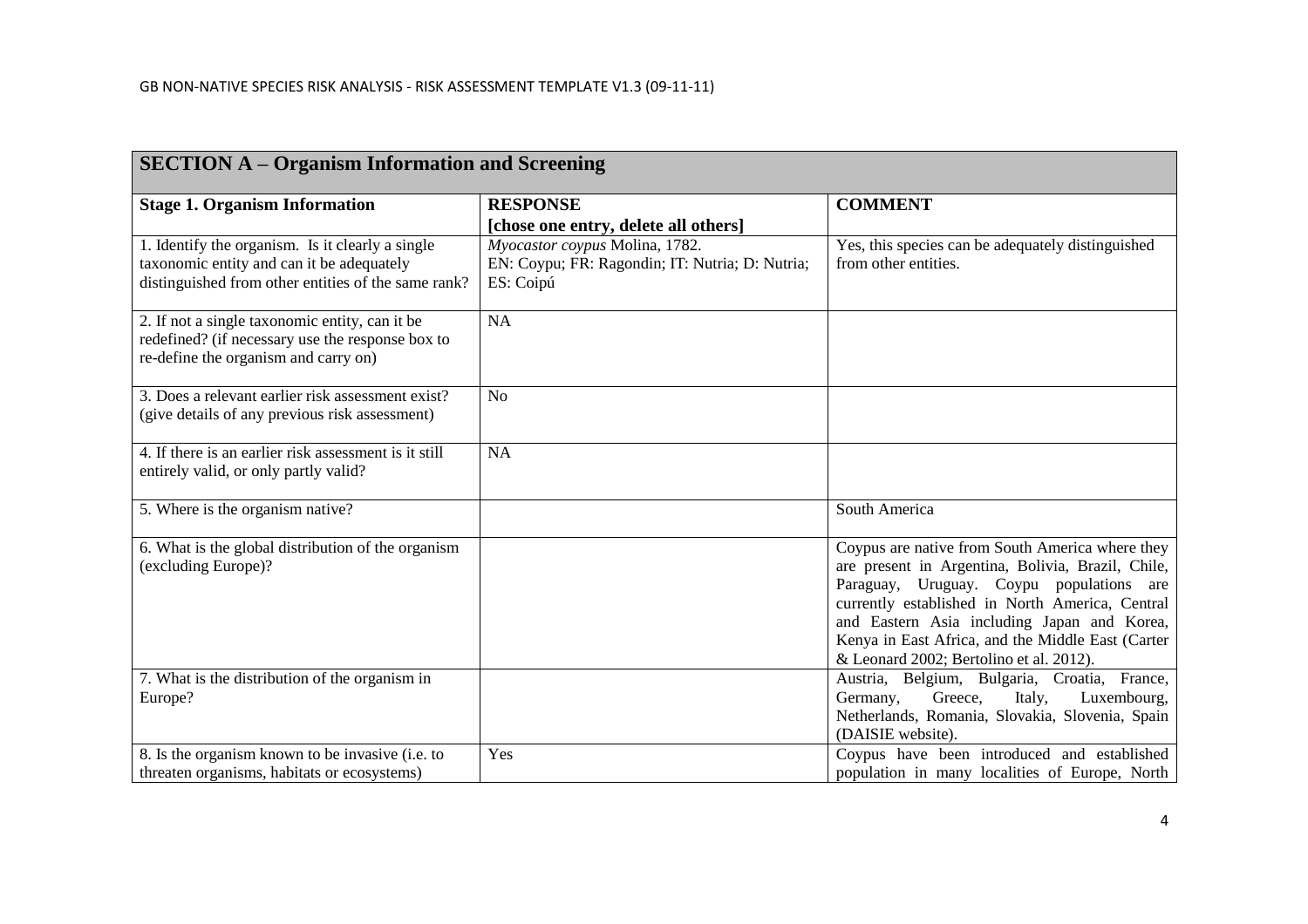## SECTION A – Organism Information and Screening

| Stage 1. Organism Information | RESPONSE [chose one entry, delete all others] | COMMENT |
| --- | --- | --- |
| 1. Identify the organism. Is it clearly a single taxonomic entity and can it be adequately distinguished from other entities of the same rank? | *Myocastor coypus* Molina, 1782. EN: Coypu; FR: Ragondin; IT: Nutria; D: Nutria; ES: Coipú | Yes, this species can be adequately distinguished from other entities. |
| 2. If not a single taxonomic entity, can it be redefined? (if necessary use the response box to re-define the organism and carry on) | NA | |
| 3. Does a relevant earlier risk assessment exist? (give details of any previous risk assessment) | No | |
| 4. If there is an earlier risk assessment is it still entirely valid, or only partly valid? | NA | |
| 5. Where is the organism native? | | South America |
| 6. What is the global distribution of the organism (excluding Europe)? | | Coypus are native from South America where they are present in Argentina, Bolivia, Brazil, Chile, Paraguay, Uruguay. Coypu populations are currently established in North America, Central and Eastern Asia including Japan and Korea, Kenya in East Africa, and the Middle East (Carter & Leonard 2002; Bertolino et al. 2012). |
| 7. What is the distribution of the organism in Europe? | | Austria, Belgium, Bulgaria, Croatia, France, Germany, Greece, Italy, Luxembourg, Netherlands, Romania, Slovakia, Slovenia, Spain (DAISIE website). |
| 8. Is the organism known to be invasive (i.e. to threaten organisms, habitats or ecosystems) | Yes | Coypus have been introduced and established population in many localities of Europe, North |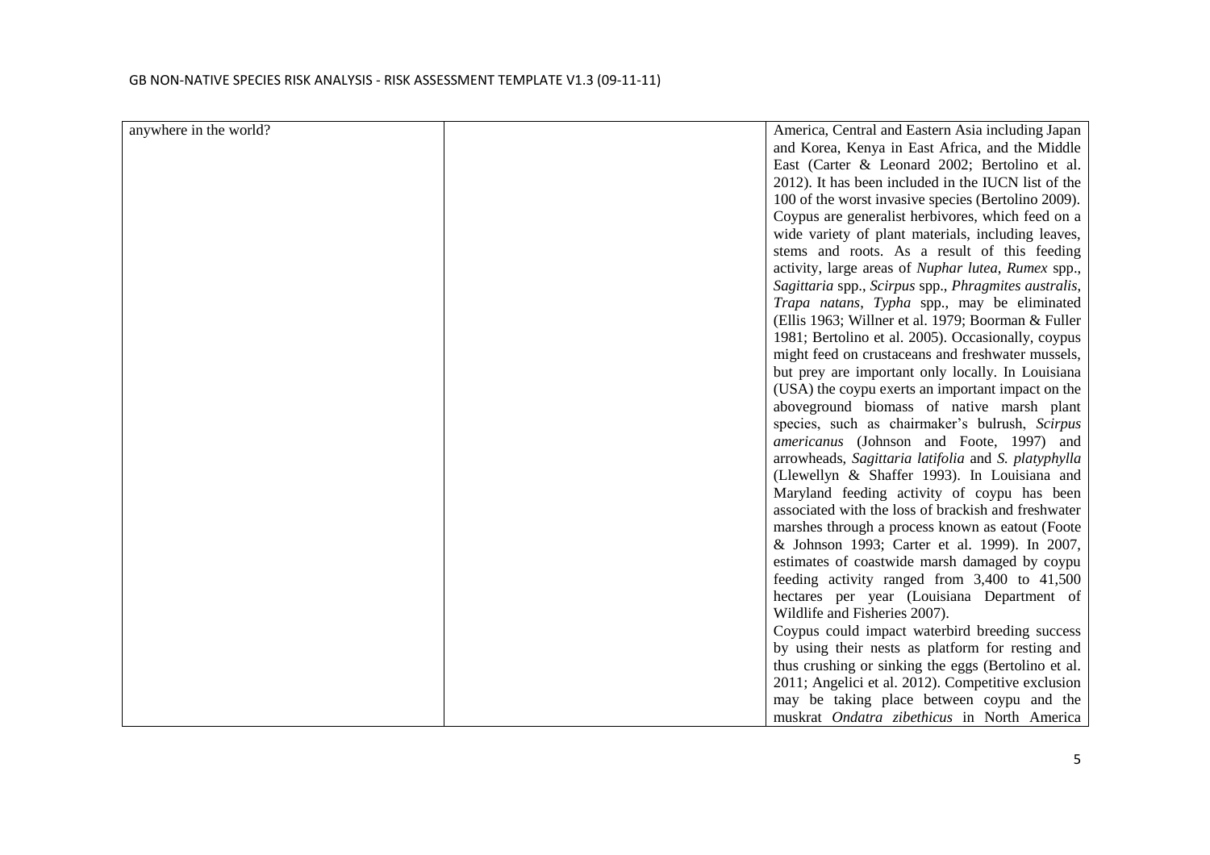| | | |
|---|---|---|
| anywhere in the world? | | America, Central and Eastern Asia including Japan and Korea, Kenya in East Africa, and the Middle East (Carter & Leonard 2002; Bertolino et al. 2012). It has been included in the IUCN list of the 100 of the worst invasive species (Bertolino 2009). Coypus are generalist herbivores, which feed on a wide variety of plant materials, including leaves, stems and roots. As a result of this feeding activity, large areas of *Nuphar lutea*, *Rumex* spp., *Sagittaria* spp., *Scirpus* spp., *Phragmites australis*, *Trapa natans*, *Typha* spp., may be eliminated (Ellis 1963; Willner et al. 1979; Boorman & Fuller 1981; Bertolino et al. 2005). Occasionally, coypus might feed on crustaceans and freshwater mussels, but prey are important only locally. In Louisiana (USA) the coypu exerts an important impact on the aboveground biomass of native marsh plant species, such as chairmaker's bulrush, *Scirpus americanus* (Johnson and Foote, 1997) and arrowheads, *Sagittaria latifolia* and *S. platyphylla* (Llewellyn & Shaffer 1993). In Louisiana and Maryland feeding activity of coypu has been associated with the loss of brackish and freshwater marshes through a process known as eatout (Foote & Johnson 1993; Carter et al. 1999). In 2007, estimates of coastwide marsh damaged by coypu feeding activity ranged from 3,400 to 41,500 hectares per year (Louisiana Department of Wildlife and Fisheries 2007).<br>Coypus could impact waterbird breeding success by using their nests as platform for resting and thus crushing or sinking the eggs (Bertolino et al. 2011; Angelici et al. 2012). Competitive exclusion may be taking place between coypu and the muskrat *Ondatra zibethicus* in North America |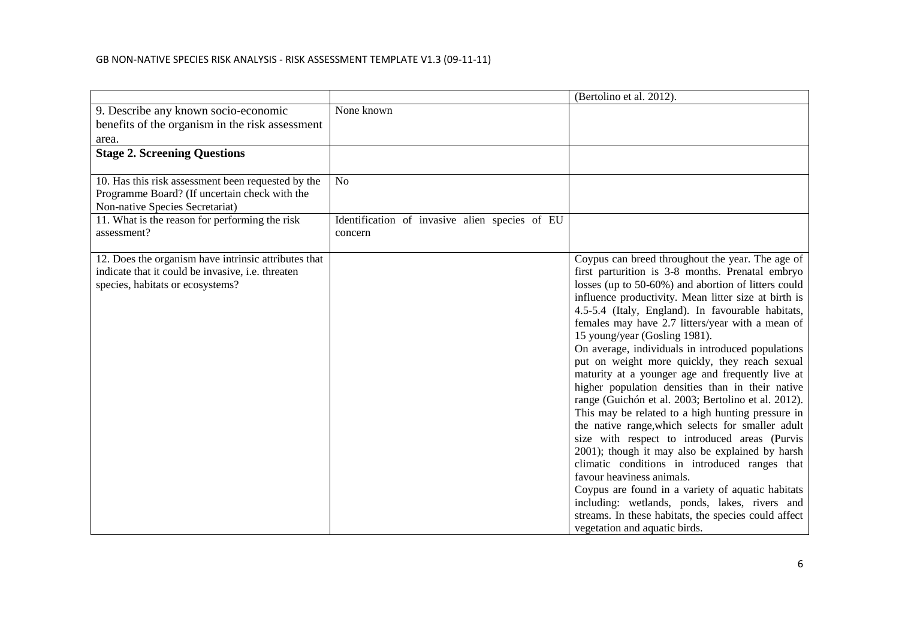| | | |
|---|---|---|
| | | (Bertolino et al. 2012). |
| 9. Describe any known socio-economic benefits of the organism in the risk assessment area. | None known | |
| **Stage 2. Screening Questions** | | |
| 10. Has this risk assessment been requested by the Programme Board? (If uncertain check with the Non-native Species Secretariat) | No | |
| 11. What is the reason for performing the risk assessment? | Identification of invasive alien species of EU concern | |
| 12. Does the organism have intrinsic attributes that indicate that it could be invasive, i.e. threaten species, habitats or ecosystems? | | Coypus can breed throughout the year. The age of first parturition is 3-8 months. Prenatal embryo losses (up to 50-60%) and abortion of litters could influence productivity. Mean litter size at birth is 4.5-5.4 (Italy, England). In favourable habitats, females may have 2.7 litters/year with a mean of 15 young/year (Gosling 1981).<br>On average, individuals in introduced populations put on weight more quickly, they reach sexual maturity at a younger age and frequently live at higher population densities than in their native range (Guichón et al. 2003; Bertolino et al. 2012). This may be related to a high hunting pressure in the native range,which selects for smaller adult size with respect to introduced areas (Purvis 2001); though it may also be explained by harsh climatic conditions in introduced ranges that favour heaviness animals.<br>Coypus are found in a variety of aquatic habitats including: wetlands, ponds, lakes, rivers and streams. In these habitats, the species could affect vegetation and aquatic birds. |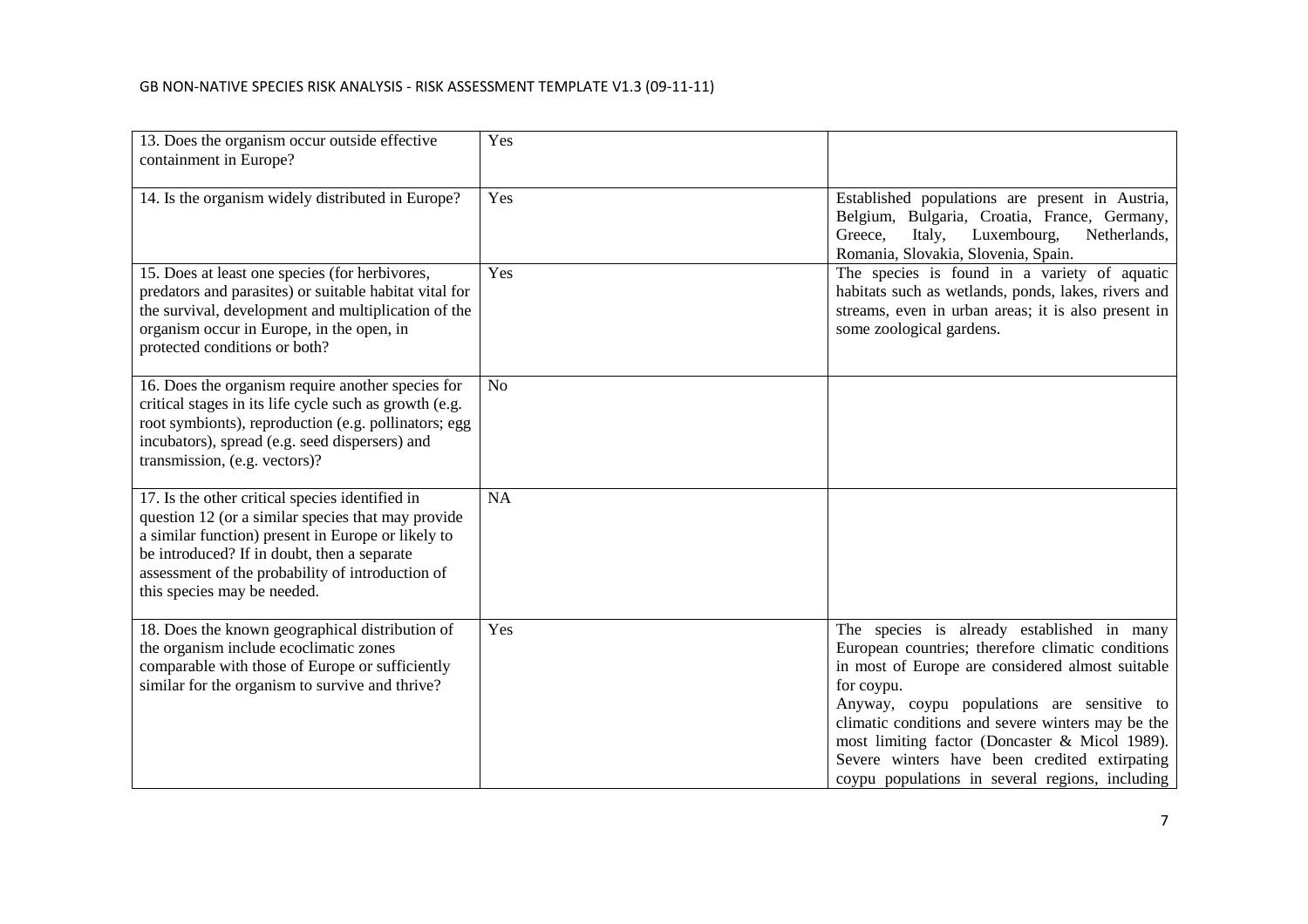| | | |
|---|---|---|
| 13. Does the organism occur outside effective containment in Europe? | Yes | |
| 14. Is the organism widely distributed in Europe? | Yes | Established populations are present in Austria, Belgium, Bulgaria, Croatia, France, Germany, Greece, Italy, Luxembourg, Netherlands, Romania, Slovakia, Slovenia, Spain. |
| 15. Does at least one species (for herbivores, predators and parasites) or suitable habitat vital for the survival, development and multiplication of the organism occur in Europe, in the open, in protected conditions or both? | Yes | The species is found in a variety of aquatic habitats such as wetlands, ponds, lakes, rivers and streams, even in urban areas; it is also present in some zoological gardens. |
| 16. Does the organism require another species for critical stages in its life cycle such as growth (e.g. root symbionts), reproduction (e.g. pollinators; egg incubators), spread (e.g. seed dispersers) and transmission, (e.g. vectors)? | No | |
| 17. Is the other critical species identified in question 12 (or a similar species that may provide a similar function) present in Europe or likely to be introduced? If in doubt, then a separate assessment of the probability of introduction of this species may be needed. | NA | |
| 18. Does the known geographical distribution of the organism include ecoclimatic zones comparable with those of Europe or sufficiently similar for the organism to survive and thrive? | Yes | The species is already established in many European countries; therefore climatic conditions in most of Europe are considered almost suitable for coypu.<br>Anyway, coypu populations are sensitive to climatic conditions and severe winters may be the most limiting factor (Doncaster & Micol 1989). Severe winters have been credited extirpating coypu populations in several regions, including |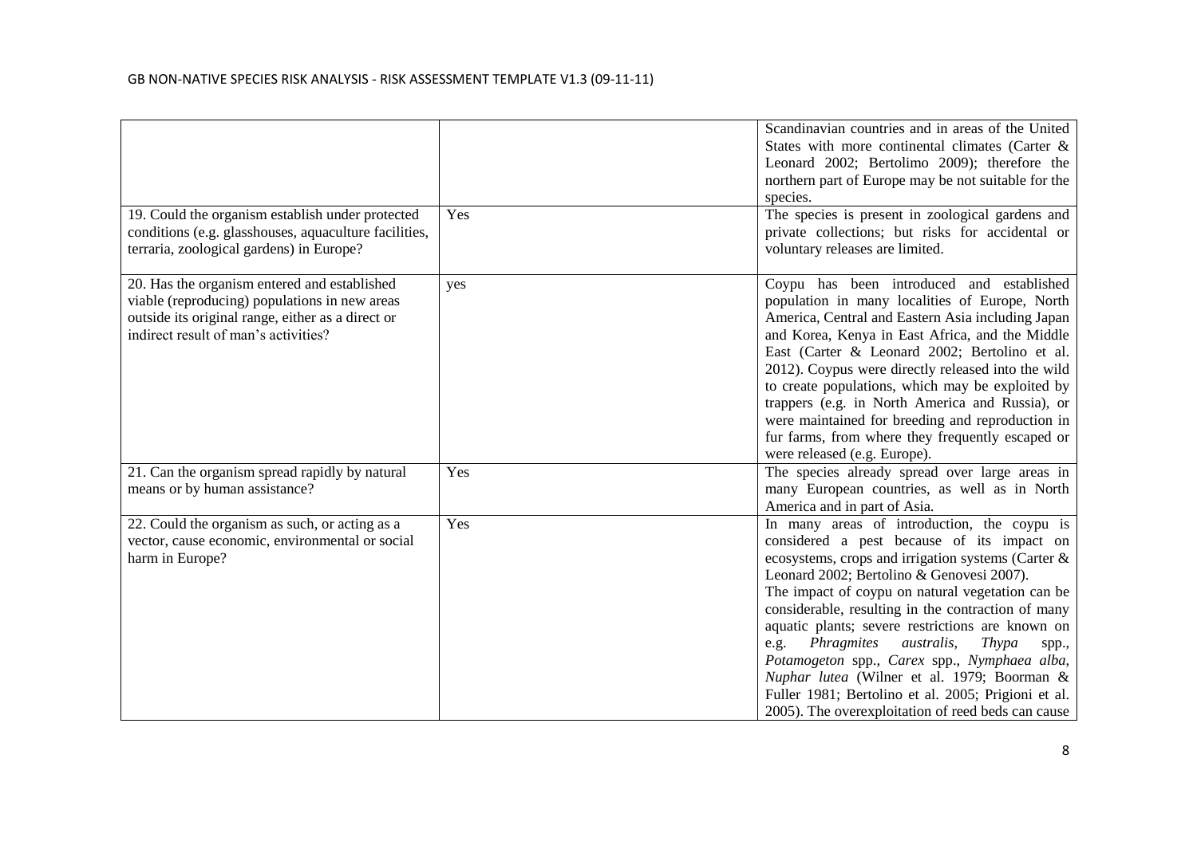| | | |
|---|---|---|
| | | Scandinavian countries and in areas of the United States with more continental climates (Carter & Leonard 2002; Bertolimo 2009); therefore the northern part of Europe may be not suitable for the species. |
| 19. Could the organism establish under protected conditions (e.g. glasshouses, aquaculture facilities, terraria, zoological gardens) in Europe? | Yes | The species is present in zoological gardens and private collections; but risks for accidental or voluntary releases are limited. |
| 20. Has the organism entered and established viable (reproducing) populations in new areas outside its original range, either as a direct or indirect result of man's activities? | yes | Coypu has been introduced and established population in many localities of Europe, North America, Central and Eastern Asia including Japan and Korea, Kenya in East Africa, and the Middle East (Carter & Leonard 2002; Bertolino et al. 2012). Coypus were directly released into the wild to create populations, which may be exploited by trappers (e.g. in North America and Russia), or were maintained for breeding and reproduction in fur farms, from where they frequently escaped or were released (e.g. Europe). |
| 21. Can the organism spread rapidly by natural means or by human assistance? | Yes | The species already spread over large areas in many European countries, as well as in North America and in part of Asia. |
| 22. Could the organism as such, or acting as a vector, cause economic, environmental or social harm in Europe? | Yes | In many areas of introduction, the coypu is considered a pest because of its impact on ecosystems, crops and irrigation systems (Carter & Leonard 2002; Bertolino & Genovesi 2007). The impact of coypu on natural vegetation can be considerable, resulting in the contraction of many aquatic plants; severe restrictions are known on e.g. *Phragmites australis*, *Thypa* spp., *Potamogeton* spp., *Carex* spp., *Nymphaea alba*, *Nuphar lutea* (Wilner et al. 1979; Boorman & Fuller 1981; Bertolino et al. 2005; Prigioni et al. 2005). The overexploitation of reed beds can cause |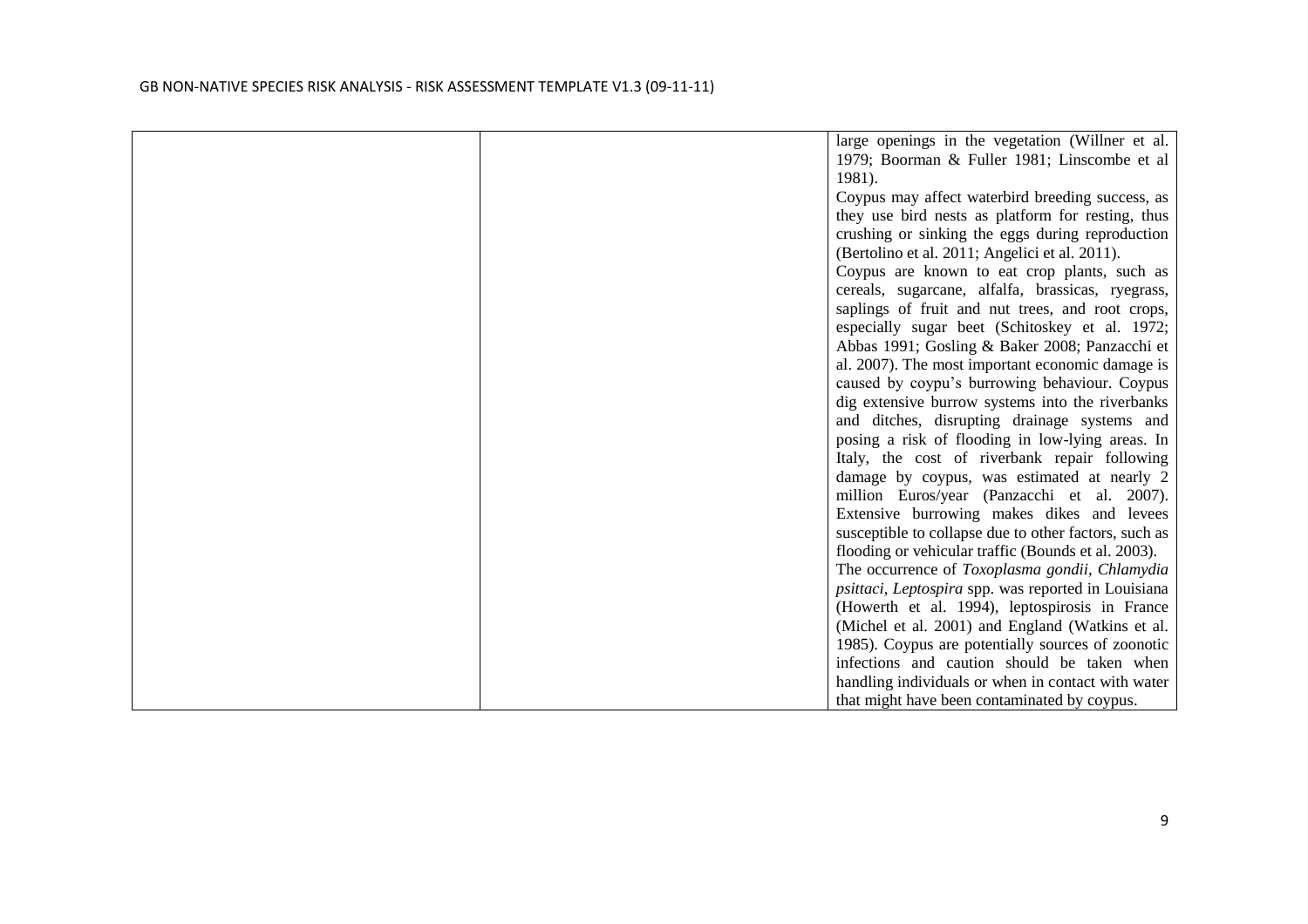| | | |
|---|---|---|
| | | large openings in the vegetation (Willner et al. 1979; Boorman & Fuller 1981; Linscombe et al 1981). Coypus may affect waterbird breeding success, as they use bird nests as platform for resting, thus crushing or sinking the eggs during reproduction (Bertolino et al. 2011; Angelici et al. 2011). Coypus are known to eat crop plants, such as cereals, sugarcane, alfalfa, brassicas, ryegrass, saplings of fruit and nut trees, and root crops, especially sugar beet (Schitoskey et al. 1972; Abbas 1991; Gosling & Baker 2008; Panzacchi et al. 2007). The most important economic damage is caused by coypu's burrowing behaviour. Coypus dig extensive burrow systems into the riverbanks and ditches, disrupting drainage systems and posing a risk of flooding in low-lying areas. In Italy, the cost of riverbank repair following damage by coypus, was estimated at nearly 2 million Euros/year (Panzacchi et al. 2007). Extensive burrowing makes dikes and levees susceptible to collapse due to other factors, such as flooding or vehicular traffic (Bounds et al. 2003). The occurrence of *Toxoplasma gondii*, *Chlamydia psittaci*, *Leptospira* spp. was reported in Louisiana (Howerth et al. 1994), leptospirosis in France (Michel et al. 2001) and England (Watkins et al. 1985). Coypus are potentially sources of zoonotic infections and caution should be taken when handling individuals or when in contact with water that might have been contaminated by coypus. |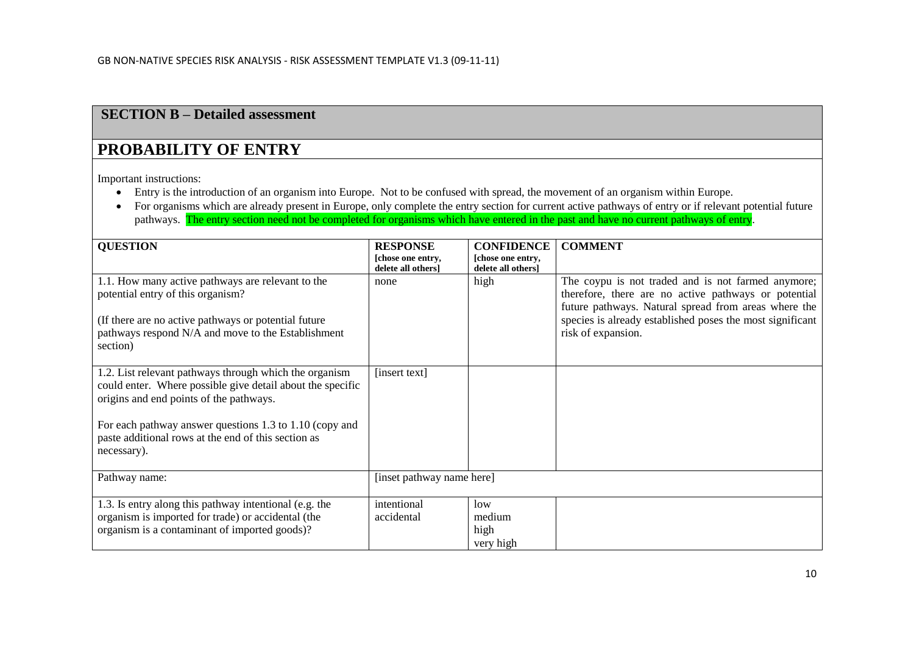## SECTION B – Detailed assessment

# PROBABILITY OF ENTRY

Important instructions:

- Entry is the introduction of an organism into Europe. Not to be confused with spread, the movement of an organism within Europe.
- For organisms which are already present in Europe, only complete the entry section for current active pathways of entry or if relevant potential future pathways. The entry section need not be completed for organisms which have entered in the past and have no current pathways of entry.

| QUESTION | RESPONSE [chose one entry, delete all others] | CONFIDENCE [chose one entry, delete all others] | COMMENT |
|---|---|---|---|
| 1.1. How many active pathways are relevant to the potential entry of this organism?<br><br>(If there are no active pathways or potential future pathways respond N/A and move to the Establishment section) | none | high | The coypu is not traded and is not farmed anymore; therefore, there are no active pathways or potential future pathways. Natural spread from areas where the species is already established poses the most significant risk of expansion. |
| 1.2. List relevant pathways through which the organism could enter. Where possible give detail about the specific origins and end points of the pathways.<br><br>For each pathway answer questions 1.3 to 1.10 (copy and paste additional rows at the end of this section as necessary). | [insert text] | | |
| Pathway name: | [inset pathway name here] | | |
| 1.3. Is entry along this pathway intentional (e.g. the organism is imported for trade) or accidental (the organism is a contaminant of imported goods)? | intentional<br>accidental | low<br>medium<br>high<br>very high | |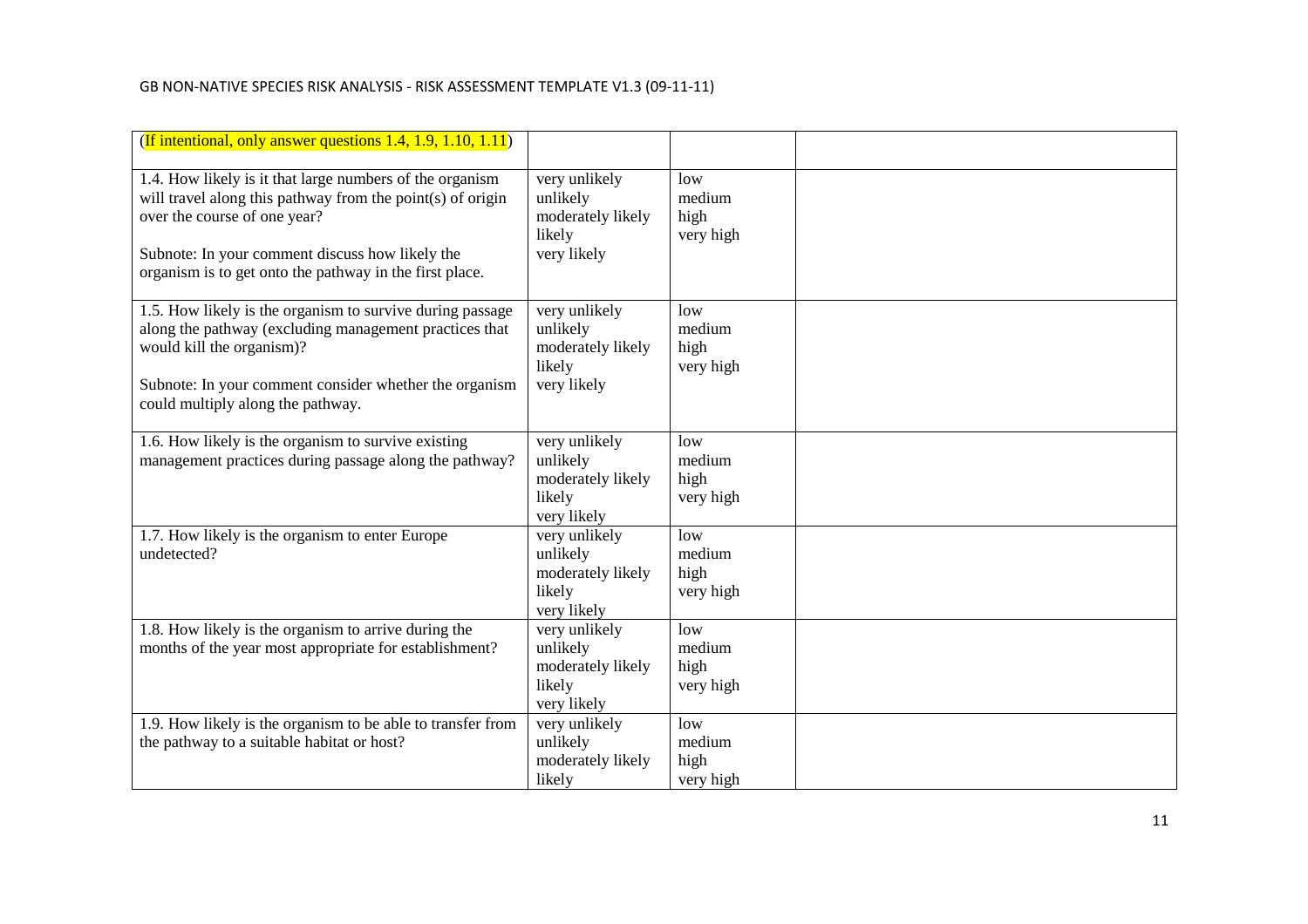| (If intentional, only answer questions 1.4, 1.9, 1.10, 1.11) | | | |
|---|---|---|---|
| 1.4. How likely is it that large numbers of the organism will travel along this pathway from the point(s) of origin over the course of one year?<br><br>Subnote: In your comment discuss how likely the organism is to get onto the pathway in the first place. | very unlikely<br>unlikely<br>moderately likely<br>likely<br>very likely | low<br>medium<br>high<br>very high | |
| 1.5. How likely is the organism to survive during passage along the pathway (excluding management practices that would kill the organism)?<br><br>Subnote: In your comment consider whether the organism could multiply along the pathway. | very unlikely<br>unlikely<br>moderately likely<br>likely<br>very likely | low<br>medium<br>high<br>very high | |
| 1.6. How likely is the organism to survive existing management practices during passage along the pathway? | very unlikely<br>unlikely<br>moderately likely<br>likely<br>very likely | low<br>medium<br>high<br>very high | |
| 1.7. How likely is the organism to enter Europe undetected? | very unlikely<br>unlikely<br>moderately likely<br>likely<br>very likely | low<br>medium<br>high<br>very high | |
| 1.8. How likely is the organism to arrive during the months of the year most appropriate for establishment? | very unlikely<br>unlikely<br>moderately likely<br>likely<br>very likely | low<br>medium<br>high<br>very high | |
| 1.9. How likely is the organism to be able to transfer from the pathway to a suitable habitat or host? | very unlikely<br>unlikely<br>moderately likely<br>likely | low<br>medium<br>high<br>very high | |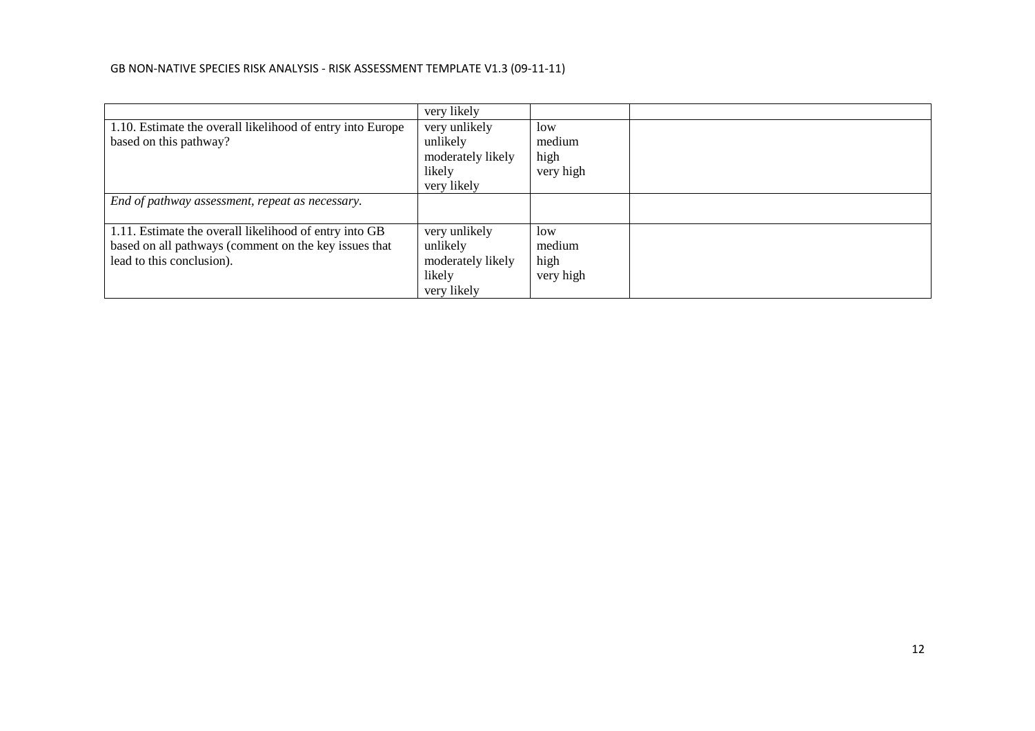| | | | |
|---|---|---|---|
| | very likely | | |
| 1.10. Estimate the overall likelihood of entry into Europe based on this pathway? | very unlikely<br>unlikely<br>moderately likely<br>likely<br>very likely | low<br>medium<br>high<br>very high | |
| *End of pathway assessment, repeat as necessary.* | | | |
| 1.11. Estimate the overall likelihood of entry into GB based on all pathways (comment on the key issues that lead to this conclusion). | very unlikely<br>unlikely<br>moderately likely<br>likely<br>very likely | low<br>medium<br>high<br>very high | |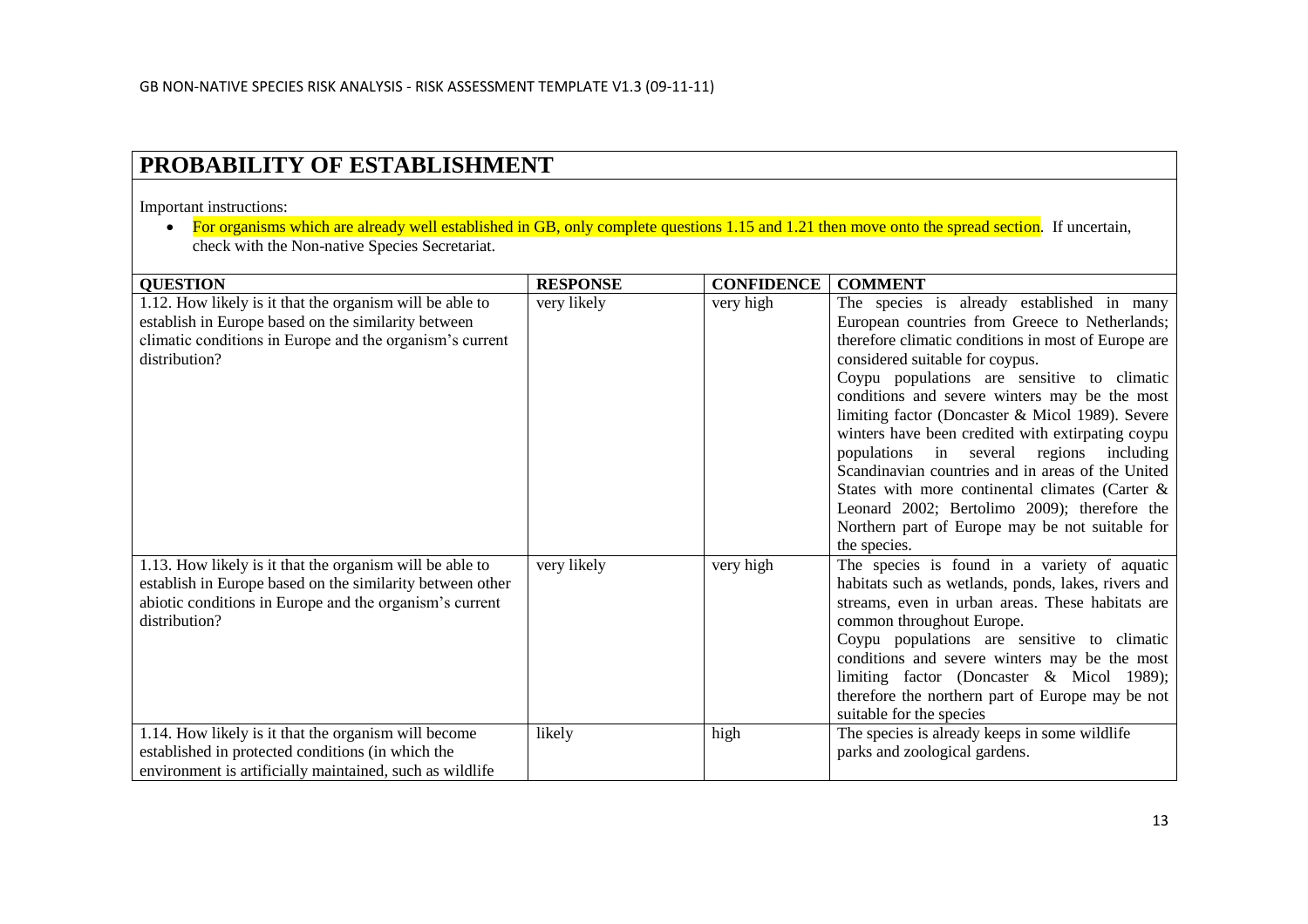## PROBABILITY OF ESTABLISHMENT

Important instructions:

- For organisms which are already well established in GB, only complete questions 1.15 and 1.21 then move onto the spread section. If uncertain, check with the Non-native Species Secretariat.

| QUESTION | RESPONSE | CONFIDENCE | COMMENT |
|---|---|---|---|
| 1.12. How likely is it that the organism will be able to establish in Europe based on the similarity between climatic conditions in Europe and the organism's current distribution? | very likely | very high | The species is already established in many European countries from Greece to Netherlands; therefore climatic conditions in most of Europe are considered suitable for coypus. Coypu populations are sensitive to climatic conditions and severe winters may be the most limiting factor (Doncaster & Micol 1989). Severe winters have been credited with extirpating coypu populations in several regions including Scandinavian countries and in areas of the United States with more continental climates (Carter & Leonard 2002; Bertolimo 2009); therefore the Northern part of Europe may be not suitable for the species. |
| 1.13. How likely is it that the organism will be able to establish in Europe based on the similarity between other abiotic conditions in Europe and the organism's current distribution? | very likely | very high | The species is found in a variety of aquatic habitats such as wetlands, ponds, lakes, rivers and streams, even in urban areas. These habitats are common throughout Europe. Coypu populations are sensitive to climatic conditions and severe winters may be the most limiting factor (Doncaster & Micol 1989); therefore the northern part of Europe may be not suitable for the species |
| 1.14. How likely is it that the organism will become established in protected conditions (in which the environment is artificially maintained, such as wildlife | likely | high | The species is already keeps in some wildlife parks and zoological gardens. |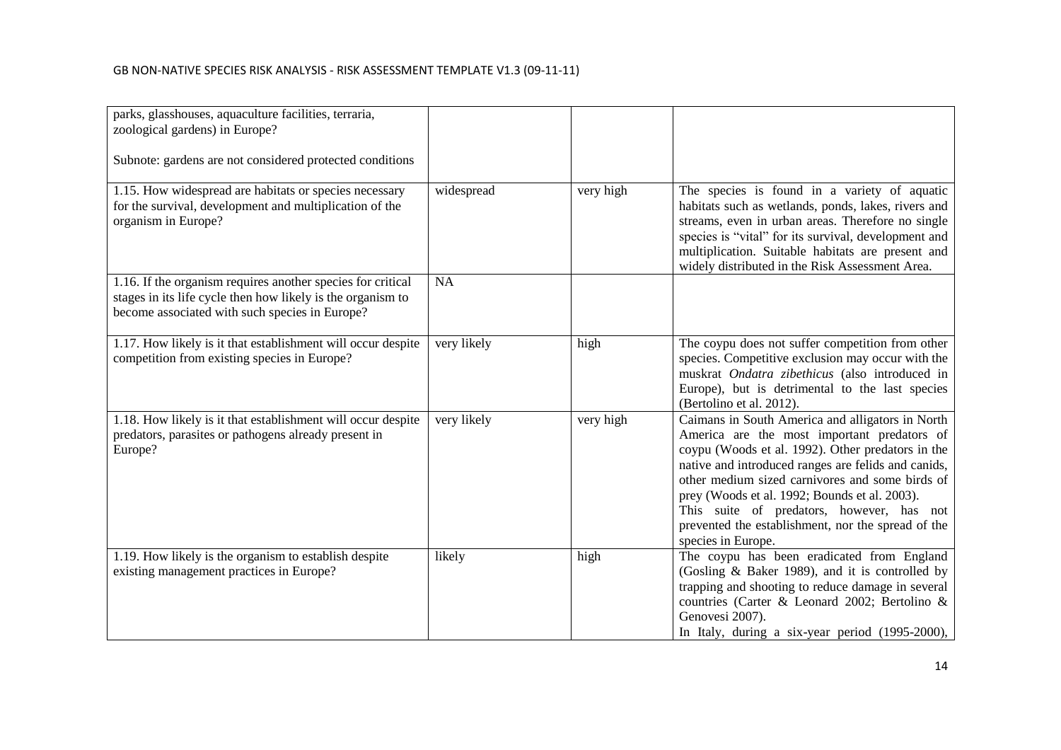| | | | |
|---|---|---|---|
| parks, glasshouses, aquaculture facilities, terraria, zoological gardens) in Europe?<br><br>Subnote: gardens are not considered protected conditions | | | |
| 1.15. How widespread are habitats or species necessary for the survival, development and multiplication of the organism in Europe? | widespread | very high | The species is found in a variety of aquatic habitats such as wetlands, ponds, lakes, rivers and streams, even in urban areas. Therefore no single species is "vital" for its survival, development and multiplication. Suitable habitats are present and widely distributed in the Risk Assessment Area. |
| 1.16. If the organism requires another species for critical stages in its life cycle then how likely is the organism to become associated with such species in Europe? | NA | | |
| 1.17. How likely is it that establishment will occur despite competition from existing species in Europe? | very likely | high | The coypu does not suffer competition from other species. Competitive exclusion may occur with the muskrat *Ondatra zibethicus* (also introduced in Europe), but is detrimental to the last species (Bertolino et al. 2012). |
| 1.18. How likely is it that establishment will occur despite predators, parasites or pathogens already present in Europe? | very likely | very high | Caimans in South America and alligators in North America are the most important predators of coypu (Woods et al. 1992). Other predators in the native and introduced ranges are felids and canids, other medium sized carnivores and some birds of prey (Woods et al. 1992; Bounds et al. 2003).<br>This suite of predators, however, has not prevented the establishment, nor the spread of the species in Europe. |
| 1.19. How likely is the organism to establish despite existing management practices in Europe? | likely | high | The coypu has been eradicated from England (Gosling & Baker 1989), and it is controlled by trapping and shooting to reduce damage in several countries (Carter & Leonard 2002; Bertolino & Genovesi 2007).<br>In Italy, during a six-year period (1995-2000), |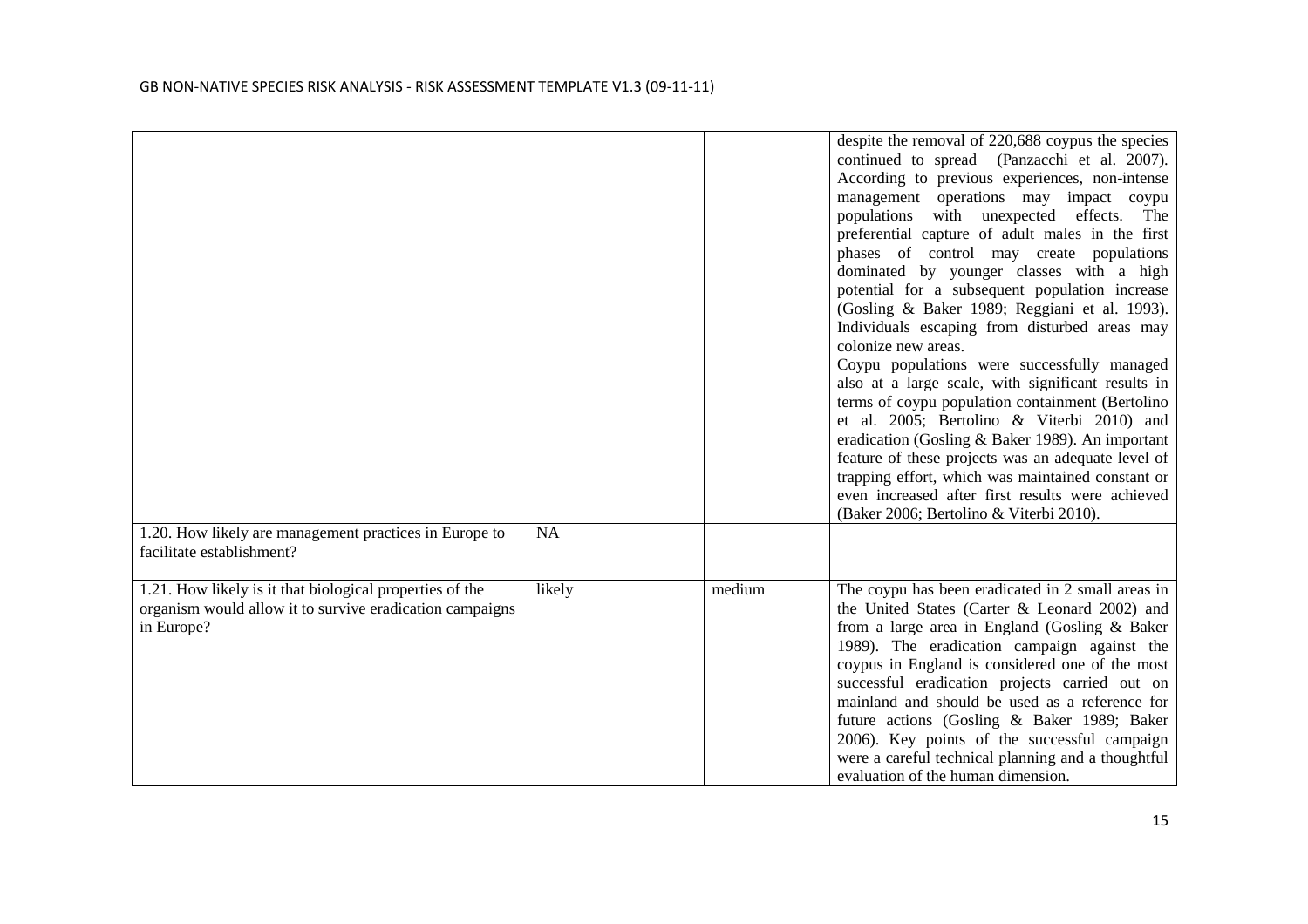| | | | |
|---|---|---|---|
| | | | despite the removal of 220,688 coypus the species continued to spread (Panzacchi et al. 2007). According to previous experiences, non-intense management operations may impact coypu populations with unexpected effects. The preferential capture of adult males in the first phases of control may create populations dominated by younger classes with a high potential for a subsequent population increase (Gosling & Baker 1989; Reggiani et al. 1993). Individuals escaping from disturbed areas may colonize new areas.<br>Coypu populations were successfully managed also at a large scale, with significant results in terms of coypu population containment (Bertolino et al. 2005; Bertolino & Viterbi 2010) and eradication (Gosling & Baker 1989). An important feature of these projects was an adequate level of trapping effort, which was maintained constant or even increased after first results were achieved (Baker 2006; Bertolino & Viterbi 2010). |
| 1.20. How likely are management practices in Europe to facilitate establishment? | NA | | |
| 1.21. How likely is it that biological properties of the organism would allow it to survive eradication campaigns in Europe? | likely | medium | The coypu has been eradicated in 2 small areas in the United States (Carter & Leonard 2002) and from a large area in England (Gosling & Baker 1989). The eradication campaign against the coypus in England is considered one of the most successful eradication projects carried out on mainland and should be used as a reference for future actions (Gosling & Baker 1989; Baker 2006). Key points of the successful campaign were a careful technical planning and a thoughtful evaluation of the human dimension. |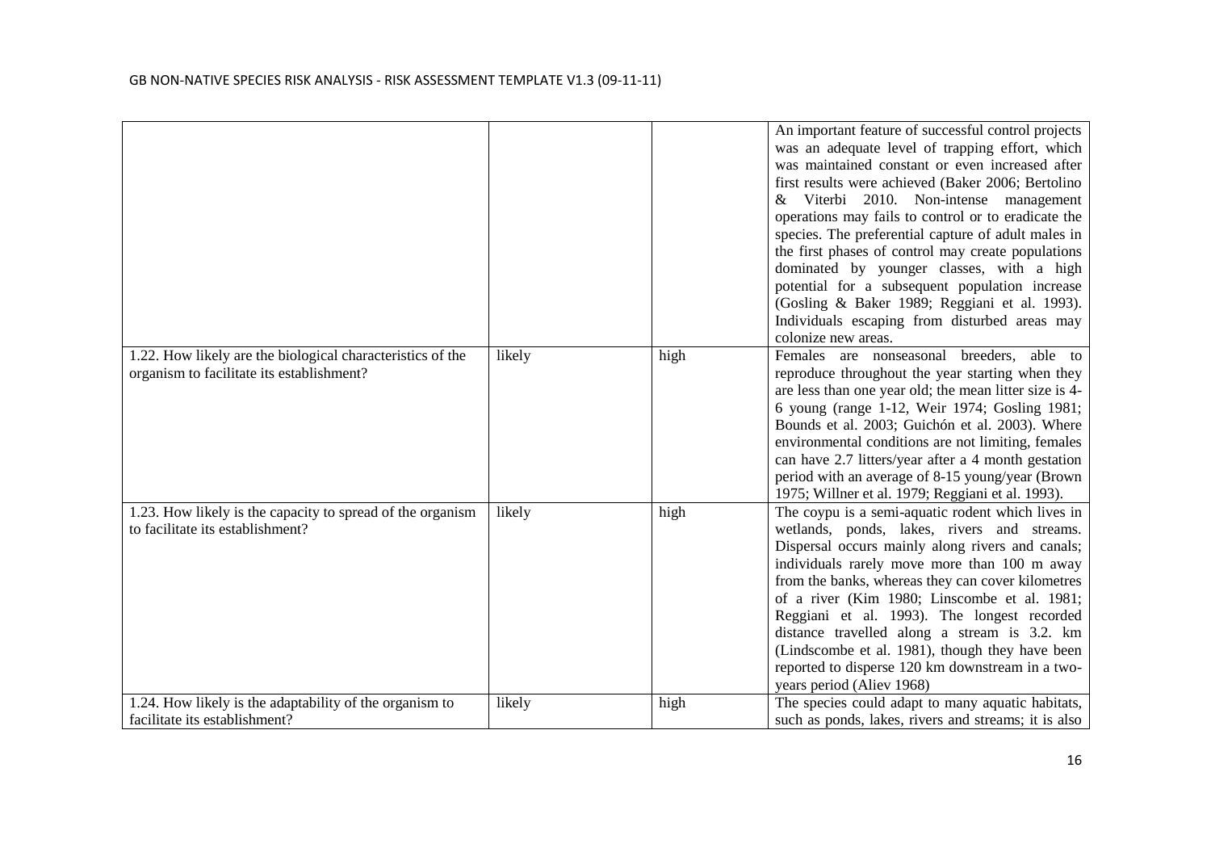| | | | |
|---|---|---|---|
| | | | An important feature of successful control projects was an adequate level of trapping effort, which was maintained constant or even increased after first results were achieved (Baker 2006; Bertolino & Viterbi 2010. Non-intense management operations may fails to control or to eradicate the species. The preferential capture of adult males in the first phases of control may create populations dominated by younger classes, with a high potential for a subsequent population increase (Gosling & Baker 1989; Reggiani et al. 1993). Individuals escaping from disturbed areas may colonize new areas. |
| 1.22. How likely are the biological characteristics of the organism to facilitate its establishment? | likely | high | Females are nonseasonal breeders, able to reproduce throughout the year starting when they are less than one year old; the mean litter size is 4-6 young (range 1-12, Weir 1974; Gosling 1981; Bounds et al. 2003; Guichón et al. 2003). Where environmental conditions are not limiting, females can have 2.7 litters/year after a 4 month gestation period with an average of 8-15 young/year (Brown 1975; Willner et al. 1979; Reggiani et al. 1993). |
| 1.23. How likely is the capacity to spread of the organism to facilitate its establishment? | likely | high | The coypu is a semi-aquatic rodent which lives in wetlands, ponds, lakes, rivers and streams. Dispersal occurs mainly along rivers and canals; individuals rarely move more than 100 m away from the banks, whereas they can cover kilometres of a river (Kim 1980; Linscombe et al. 1981; Reggiani et al. 1993). The longest recorded distance travelled along a stream is 3.2. km (Lindscombe et al. 1981), though they have been reported to disperse 120 km downstream in a two-years period (Aliev 1968) |
| 1.24. How likely is the adaptability of the organism to facilitate its establishment? | likely | high | The species could adapt to many aquatic habitats, such as ponds, lakes, rivers and streams; it is also |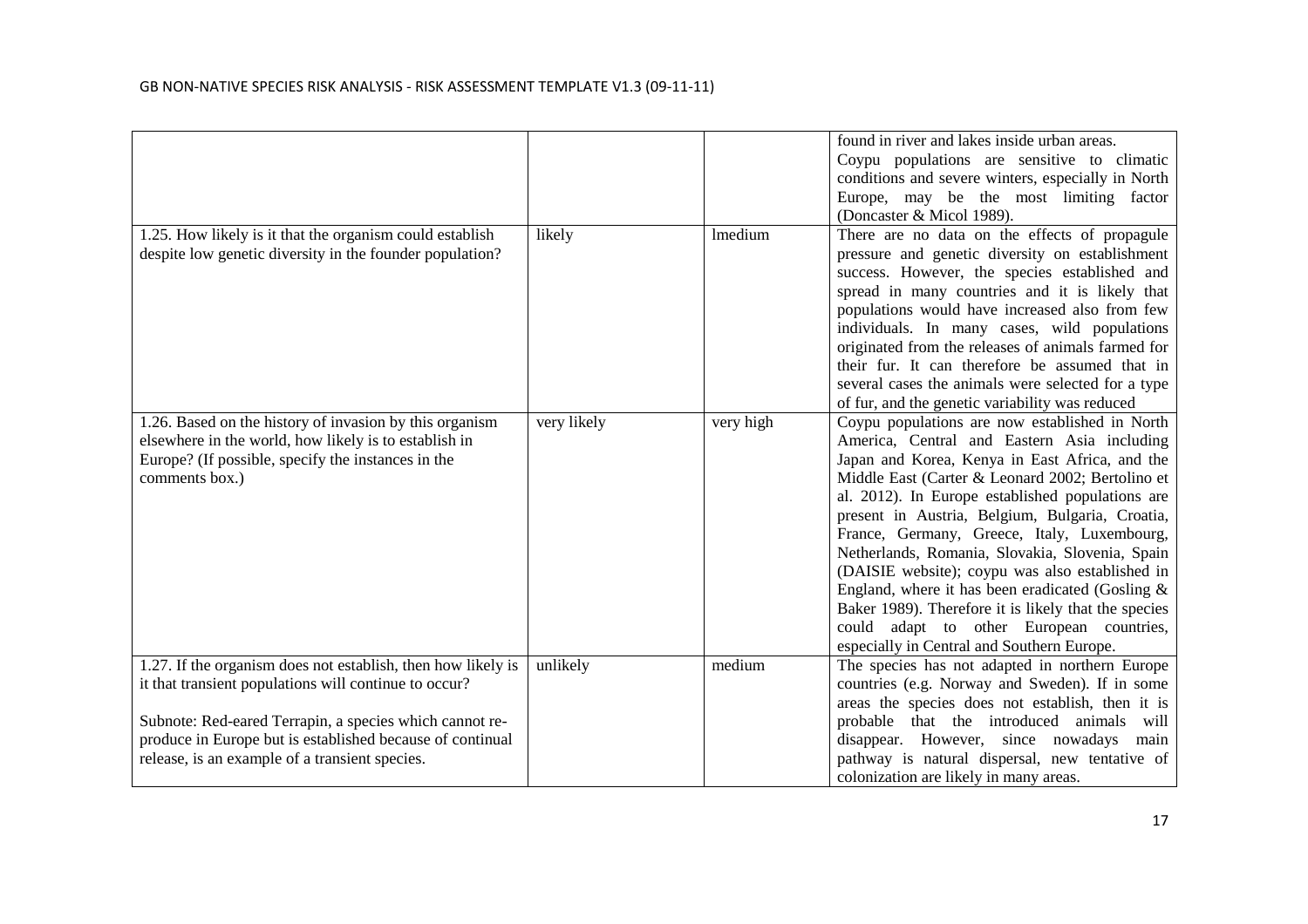|  |  |  |  |
|---|---|---|---|
|  |  |  | found in river and lakes inside urban areas. Coypu populations are sensitive to climatic conditions and severe winters, especially in North Europe, may be the most limiting factor (Doncaster & Micol 1989). |
| 1.25. How likely is it that the organism could establish despite low genetic diversity in the founder population? | likely | lmedium | There are no data on the effects of propagule pressure and genetic diversity on establishment success. However, the species established and spread in many countries and it is likely that populations would have increased also from few individuals. In many cases, wild populations originated from the releases of animals farmed for their fur. It can therefore be assumed that in several cases the animals were selected for a type of fur, and the genetic variability was reduced |
| 1.26. Based on the history of invasion by this organism elsewhere in the world, how likely is to establish in Europe? (If possible, specify the instances in the comments box.) | very likely | very high | Coypu populations are now established in North America, Central and Eastern Asia including Japan and Korea, Kenya in East Africa, and the Middle East (Carter & Leonard 2002; Bertolino et al. 2012). In Europe established populations are present in Austria, Belgium, Bulgaria, Croatia, France, Germany, Greece, Italy, Luxembourg, Netherlands, Romania, Slovakia, Slovenia, Spain (DAISIE website); coypu was also established in England, where it has been eradicated (Gosling & Baker 1989). Therefore it is likely that the species could adapt to other European countries, especially in Central and Southern Europe. |
| 1.27. If the organism does not establish, then how likely is it that transient populations will continue to occur?<br><br>Subnote: Red-eared Terrapin, a species which cannot re-produce in Europe but is established because of continual release, is an example of a transient species. | unlikely | medium | The species has not adapted in northern Europe countries (e.g. Norway and Sweden). If in some areas the species does not establish, then it is probable that the introduced animals will disappear. However, since nowadays main pathway is natural dispersal, new tentative of colonization are likely in many areas. |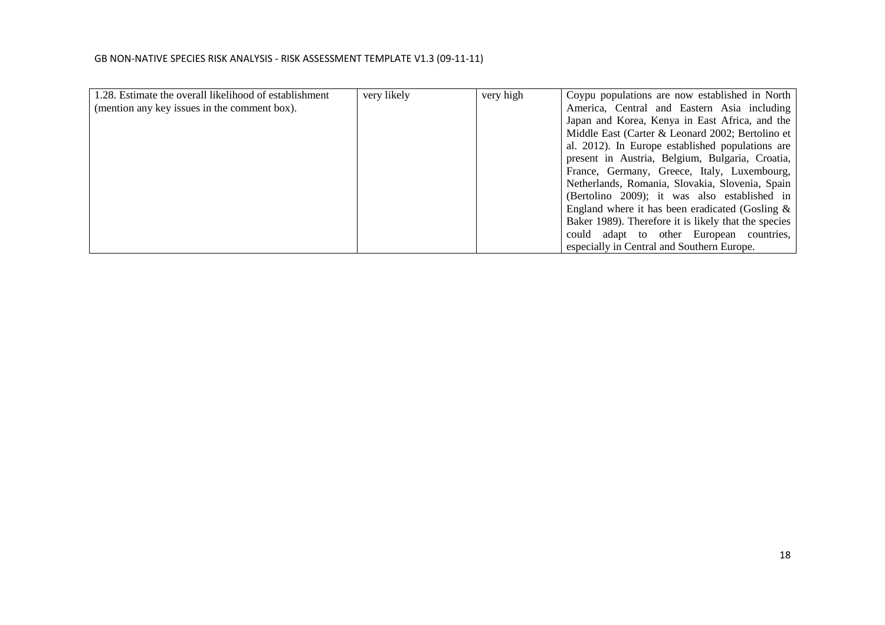| | | | |
|---|---|---|---|
| 1.28. Estimate the overall likelihood of establishment (mention any key issues in the comment box). | very likely | very high | Coypu populations are now established in North America, Central and Eastern Asia including Japan and Korea, Kenya in East Africa, and the Middle East (Carter & Leonard 2002; Bertolino et al. 2012). In Europe established populations are present in Austria, Belgium, Bulgaria, Croatia, France, Germany, Greece, Italy, Luxembourg, Netherlands, Romania, Slovakia, Slovenia, Spain (Bertolino 2009); it was also established in England where it has been eradicated (Gosling & Baker 1989). Therefore it is likely that the species could adapt to other European countries, especially in Central and Southern Europe. |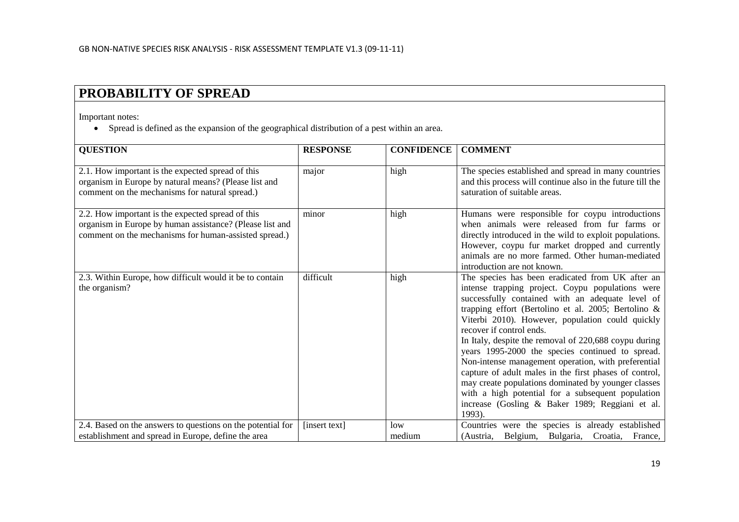## PROBABILITY OF SPREAD

Important notes:

- Spread is defined as the expansion of the geographical distribution of a pest within an area.

| QUESTION | RESPONSE | CONFIDENCE | COMMENT |
|---|---|---|---|
| 2.1. How important is the expected spread of this organism in Europe by natural means? (Please list and comment on the mechanisms for natural spread.) | major | high | The species established and spread in many countries and this process will continue also in the future till the saturation of suitable areas. |
| 2.2. How important is the expected spread of this organism in Europe by human assistance? (Please list and comment on the mechanisms for human-assisted spread.) | minor | high | Humans were responsible for coypu introductions when animals were released from fur farms or directly introduced in the wild to exploit populations. However, coypu fur market dropped and currently animals are no more farmed. Other human-mediated introduction are not known. |
| 2.3. Within Europe, how difficult would it be to contain the organism? | difficult | high | The species has been eradicated from UK after an intense trapping project. Coypu populations were successfully contained with an adequate level of trapping effort (Bertolino et al. 2005; Bertolino & Viterbi 2010). However, population could quickly recover if control ends.<br>In Italy, despite the removal of 220,688 coypu during years 1995-2000 the species continued to spread. Non-intense management operation, with preferential capture of adult males in the first phases of control, may create populations dominated by younger classes with a high potential for a subsequent population increase (Gosling & Baker 1989; Reggiani et al. 1993). |
| 2.4. Based on the answers to questions on the potential for establishment and spread in Europe, define the area | [insert text] | low<br>medium | Countries were the species is already established (Austria, Belgium, Bulgaria, Croatia, France, |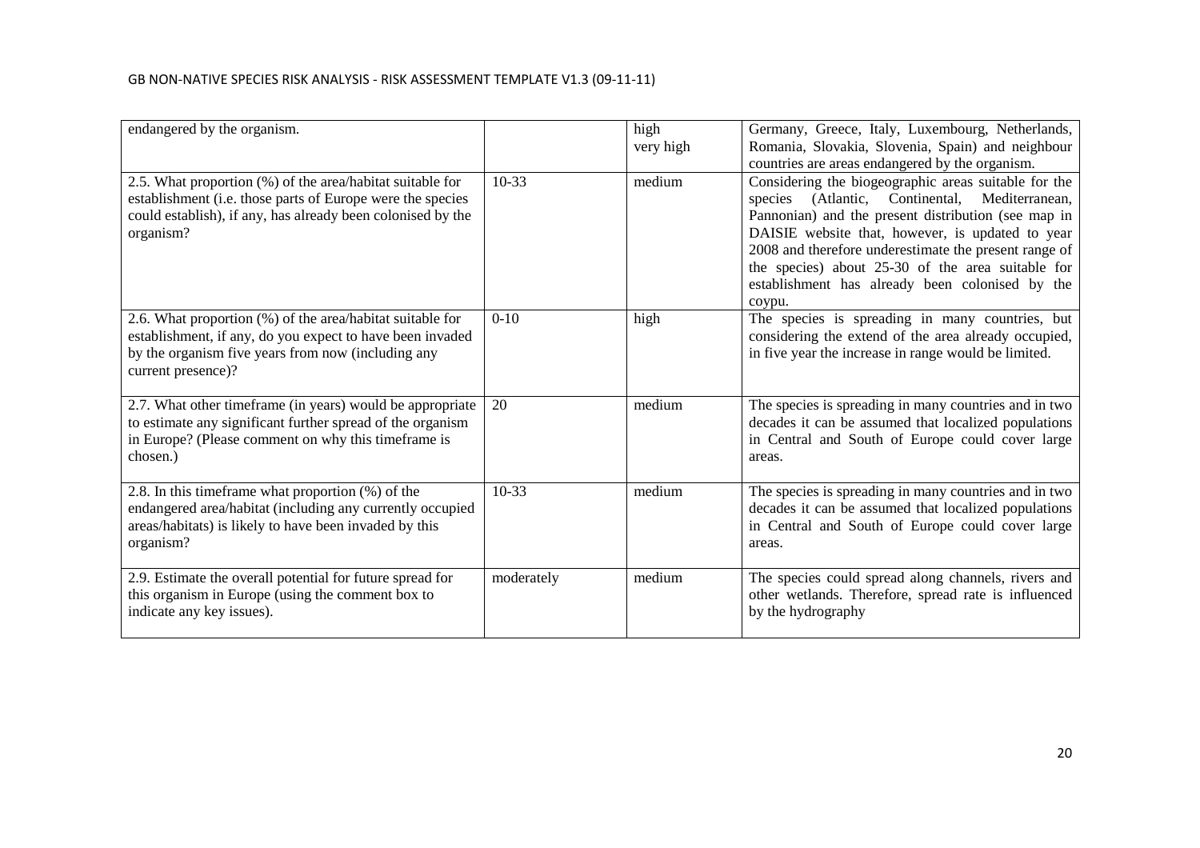| | | | |
|---|---|---|---|
| endangered by the organism. | | high<br>very high | Germany, Greece, Italy, Luxembourg, Netherlands, Romania, Slovakia, Slovenia, Spain) and neighbour countries are areas endangered by the organism. |
| 2.5. What proportion (%) of the area/habitat suitable for establishment (i.e. those parts of Europe were the species could establish), if any, has already been colonised by the organism? | 10-33 | medium | Considering the biogeographic areas suitable for the species (Atlantic, Continental, Mediterranean, Pannonian) and the present distribution (see map in DAISIE website that, however, is updated to year 2008 and therefore underestimate the present range of the species) about 25-30 of the area suitable for establishment has already been colonised by the coypu. |
| 2.6. What proportion (%) of the area/habitat suitable for establishment, if any, do you expect to have been invaded by the organism five years from now (including any current presence)? | 0-10 | high | The species is spreading in many countries, but considering the extend of the area already occupied, in five year the increase in range would be limited. |
| 2.7. What other timeframe (in years) would be appropriate to estimate any significant further spread of the organism in Europe? (Please comment on why this timeframe is chosen.) | 20 | medium | The species is spreading in many countries and in two decades it can be assumed that localized populations in Central and South of Europe could cover large areas. |
| 2.8. In this timeframe what proportion (%) of the endangered area/habitat (including any currently occupied areas/habitats) is likely to have been invaded by this organism? | 10-33 | medium | The species is spreading in many countries and in two decades it can be assumed that localized populations in Central and South of Europe could cover large areas. |
| 2.9. Estimate the overall potential for future spread for this organism in Europe (using the comment box to indicate any key issues). | moderately | medium | The species could spread along channels, rivers and other wetlands. Therefore, spread rate is influenced by the hydrography |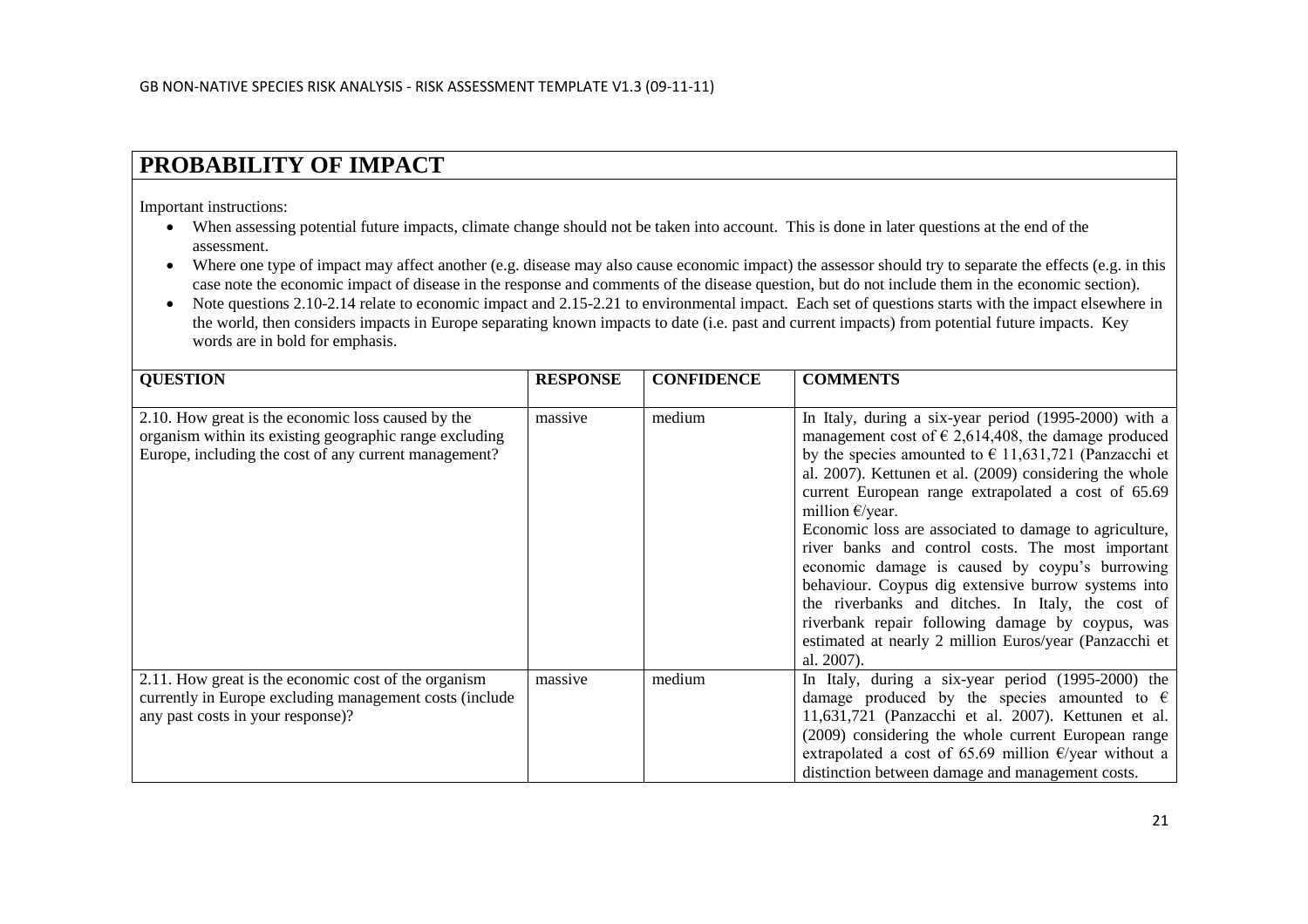# PROBABILITY OF IMPACT

Important instructions:

- When assessing potential future impacts, climate change should not be taken into account. This is done in later questions at the end of the assessment.
- Where one type of impact may affect another (e.g. disease may also cause economic impact) the assessor should try to separate the effects (e.g. in this case note the economic impact of disease in the response and comments of the disease question, but do not include them in the economic section).
- Note questions 2.10-2.14 relate to economic impact and 2.15-2.21 to environmental impact. Each set of questions starts with the impact elsewhere in the world, then considers impacts in Europe separating known impacts to date (i.e. past and current impacts) from potential future impacts. Key words are in bold for emphasis.

| QUESTION | RESPONSE | CONFIDENCE | COMMENTS |
|---|---|---|---|
| 2.10. How great is the economic loss caused by the organism within its existing geographic range excluding Europe, including the cost of any current management? | massive | medium | In Italy, during a six-year period (1995-2000) with a management cost of € 2,614,408, the damage produced by the species amounted to € 11,631,721 (Panzacchi et al. 2007). Kettunen et al. (2009) considering the whole current European range extrapolated a cost of 65.69 million €/year.<br>Economic loss are associated to damage to agriculture, river banks and control costs. The most important economic damage is caused by coypu's burrowing behaviour. Coypus dig extensive burrow systems into the riverbanks and ditches. In Italy, the cost of riverbank repair following damage by coypus, was estimated at nearly 2 million Euros/year (Panzacchi et al. 2007). |
| 2.11. How great is the economic cost of the organism currently in Europe excluding management costs (include any past costs in your response)? | massive | medium | In Italy, during a six-year period (1995-2000) the damage produced by the species amounted to € 11,631,721 (Panzacchi et al. 2007). Kettunen et al. (2009) considering the whole current European range extrapolated a cost of 65.69 million €/year without a distinction between damage and management costs. |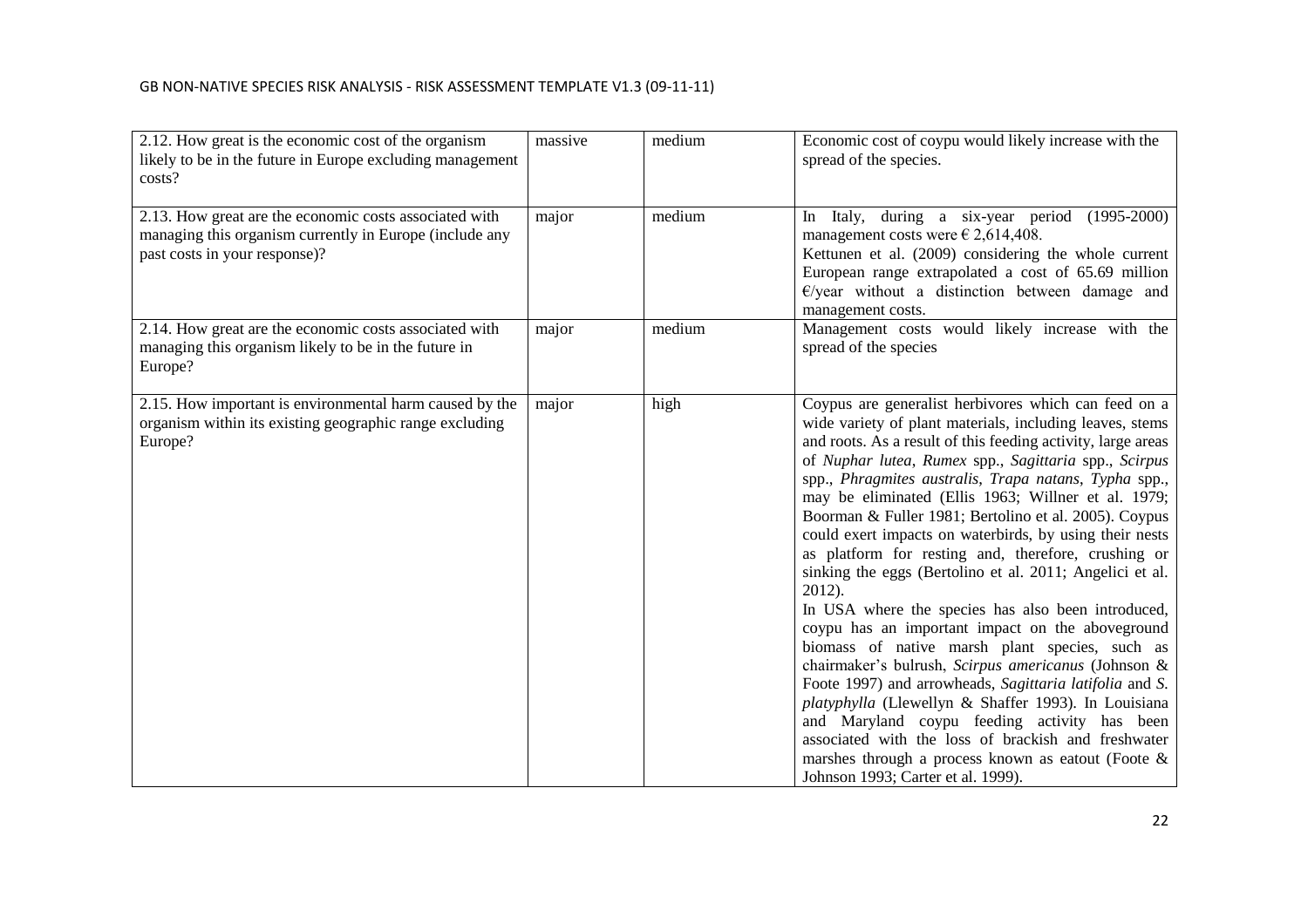| | | | |
|---|---|---|---|
| 2.12. How great is the economic cost of the organism likely to be in the future in Europe excluding management costs? | massive | medium | Economic cost of coypu would likely increase with the spread of the species. |
| 2.13. How great are the economic costs associated with managing this organism currently in Europe (include any past costs in your response)? | major | medium | In Italy, during a six-year period (1995-2000) management costs were € 2,614,408. Kettunen et al. (2009) considering the whole current European range extrapolated a cost of 65.69 million €/year without a distinction between damage and management costs. |
| 2.14. How great are the economic costs associated with managing this organism likely to be in the future in Europe? | major | medium | Management costs would likely increase with the spread of the species |
| 2.15. How important is environmental harm caused by the organism within its existing geographic range excluding Europe? | major | high | Coypus are generalist herbivores which can feed on a wide variety of plant materials, including leaves, stems and roots. As a result of this feeding activity, large areas of *Nuphar lutea*, *Rumex* spp., *Sagittaria* spp., *Scirpus* spp., *Phragmites australis*, *Trapa natans*, *Typha* spp., may be eliminated (Ellis 1963; Willner et al. 1979; Boorman & Fuller 1981; Bertolino et al. 2005). Coypus could exert impacts on waterbirds, by using their nests as platform for resting and, therefore, crushing or sinking the eggs (Bertolino et al. 2011; Angelici et al. 2012). In USA where the species has also been introduced, coypu has an important impact on the aboveground biomass of native marsh plant species, such as chairmaker's bulrush, *Scirpus americanus* (Johnson & Foote 1997) and arrowheads, *Sagittaria latifolia* and *S. platyphylla* (Llewellyn & Shaffer 1993). In Louisiana and Maryland coypu feeding activity has been associated with the loss of brackish and freshwater marshes through a process known as eatout (Foote & Johnson 1993; Carter et al. 1999). |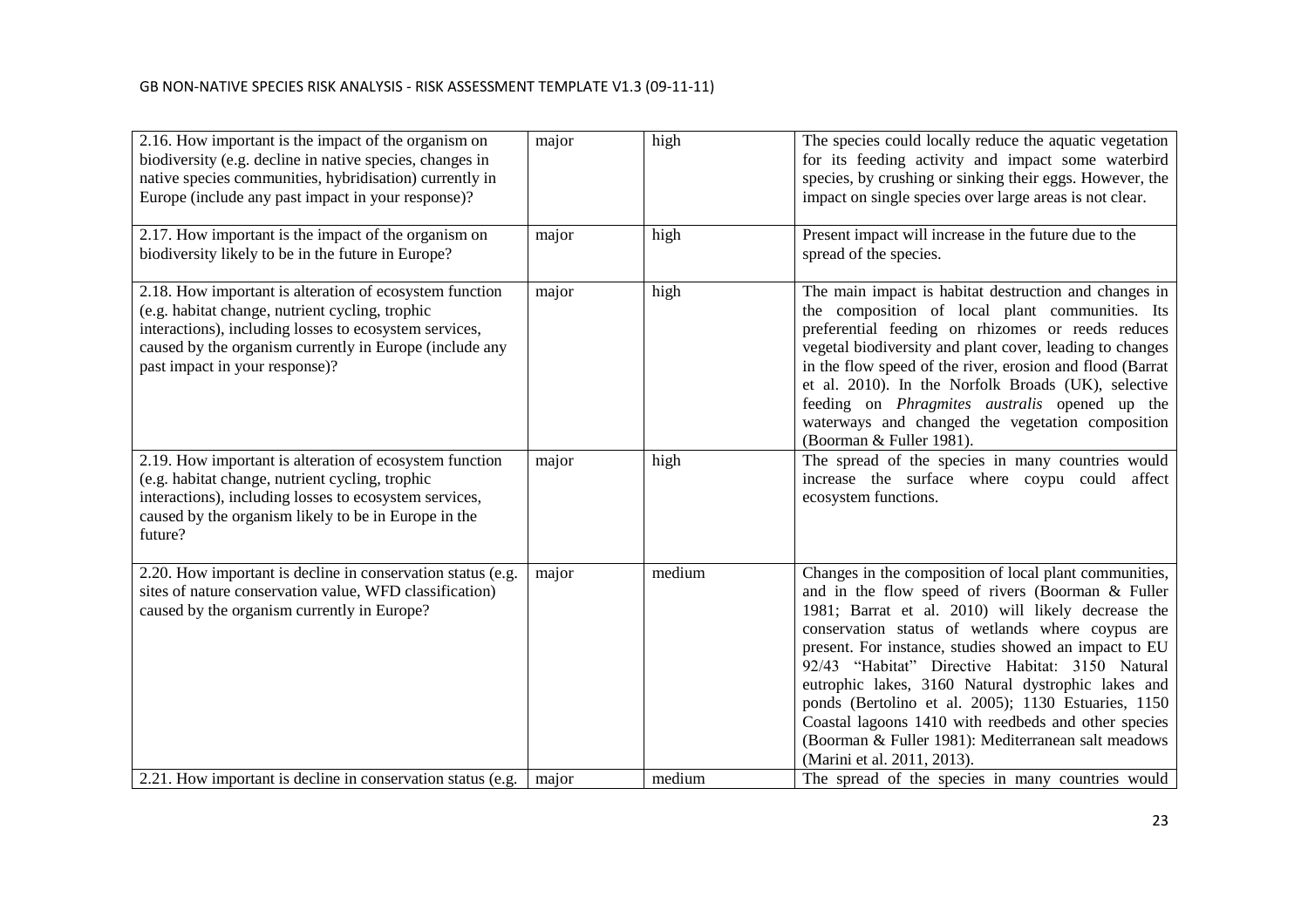| | | | |
|---|---|---|---|
| 2.16. How important is the impact of the organism on biodiversity (e.g. decline in native species, changes in native species communities, hybridisation) currently in Europe (include any past impact in your response)? | major | high | The species could locally reduce the aquatic vegetation for its feeding activity and impact some waterbird species, by crushing or sinking their eggs. However, the impact on single species over large areas is not clear. |
| 2.17. How important is the impact of the organism on biodiversity likely to be in the future in Europe? | major | high | Present impact will increase in the future due to the spread of the species. |
| 2.18. How important is alteration of ecosystem function (e.g. habitat change, nutrient cycling, trophic interactions), including losses to ecosystem services, caused by the organism currently in Europe (include any past impact in your response)? | major | high | The main impact is habitat destruction and changes in the composition of local plant communities. Its preferential feeding on rhizomes or reeds reduces vegetal biodiversity and plant cover, leading to changes in the flow speed of the river, erosion and flood (Barrat et al. 2010). In the Norfolk Broads (UK), selective feeding on *Phragmites australis* opened up the waterways and changed the vegetation composition (Boorman & Fuller 1981). |
| 2.19. How important is alteration of ecosystem function (e.g. habitat change, nutrient cycling, trophic interactions), including losses to ecosystem services, caused by the organism likely to be in Europe in the future? | major | high | The spread of the species in many countries would increase the surface where coypu could affect ecosystem functions. |
| 2.20. How important is decline in conservation status (e.g. sites of nature conservation value, WFD classification) caused by the organism currently in Europe? | major | medium | Changes in the composition of local plant communities, and in the flow speed of rivers (Boorman & Fuller 1981; Barrat et al. 2010) will likely decrease the conservation status of wetlands where coypus are present. For instance, studies showed an impact to EU 92/43 "Habitat" Directive Habitat: 3150 Natural eutrophic lakes, 3160 Natural dystrophic lakes and ponds (Bertolino et al. 2005); 1130 Estuaries, 1150 Coastal lagoons 1410 with reedbeds and other species (Boorman & Fuller 1981): Mediterranean salt meadows (Marini et al. 2011, 2013). |
| 2.21. How important is decline in conservation status (e.g. | major | medium | The spread of the species in many countries would |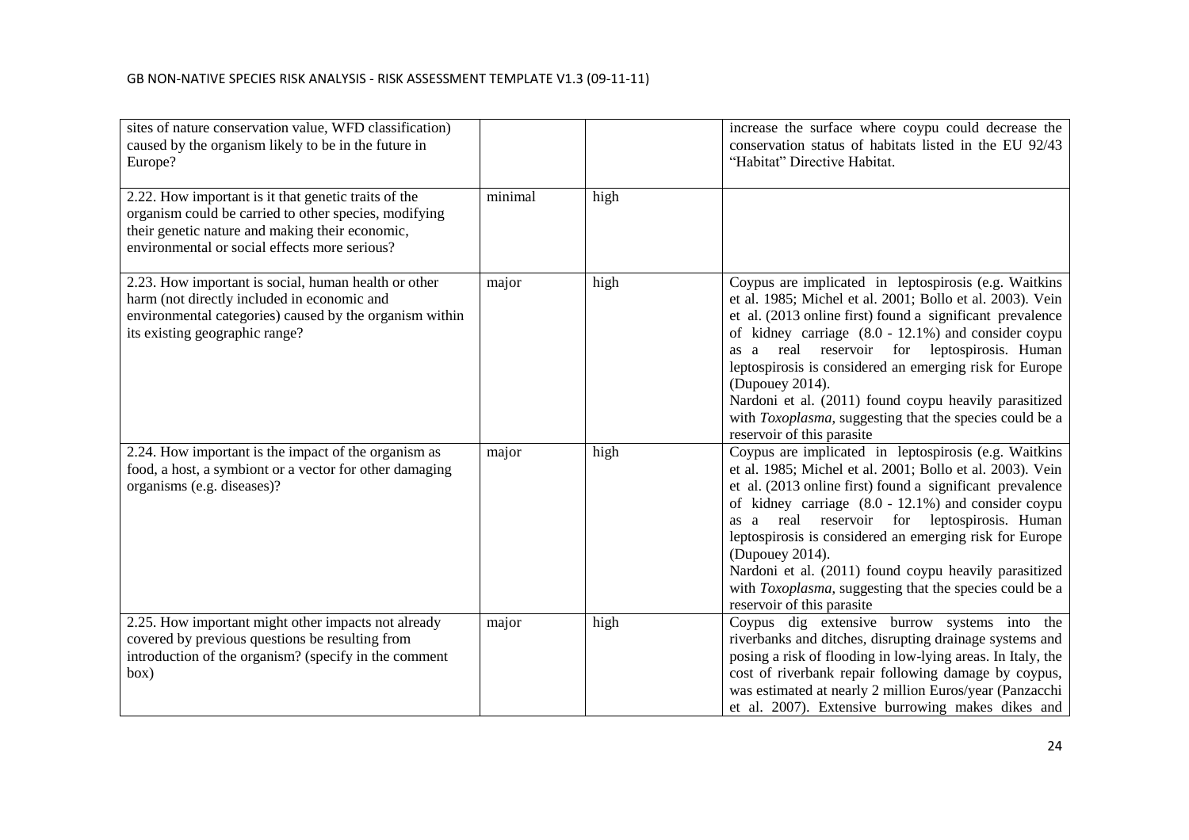| | | | |
|---|---|---|---|
| sites of nature conservation value, WFD classification) caused by the organism likely to be in the future in Europe? | | | increase the surface where coypu could decrease the conservation status of habitats listed in the EU 92/43 "Habitat" Directive Habitat. |
| 2.22. How important is it that genetic traits of the organism could be carried to other species, modifying their genetic nature and making their economic, environmental or social effects more serious? | minimal | high | |
| 2.23. How important is social, human health or other harm (not directly included in economic and environmental categories) caused by the organism within its existing geographic range? | major | high | Coypus are implicated in leptospirosis (e.g. Waitkins et al. 1985; Michel et al. 2001; Bollo et al. 2003). Vein et al. (2013 online first) found a significant prevalence of kidney carriage (8.0 - 12.1%) and consider coypu as a real reservoir for leptospirosis. Human leptospirosis is considered an emerging risk for Europe (Dupouey 2014).<br>Nardoni et al. (2011) found coypu heavily parasitized with *Toxoplasma*, suggesting that the species could be a reservoir of this parasite |
| 2.24. How important is the impact of the organism as food, a host, a symbiont or a vector for other damaging organisms (e.g. diseases)? | major | high | Coypus are implicated in leptospirosis (e.g. Waitkins et al. 1985; Michel et al. 2001; Bollo et al. 2003). Vein et al. (2013 online first) found a significant prevalence of kidney carriage (8.0 - 12.1%) and consider coypu as a real reservoir for leptospirosis. Human leptospirosis is considered an emerging risk for Europe (Dupouey 2014).<br>Nardoni et al. (2011) found coypu heavily parasitized with *Toxoplasma*, suggesting that the species could be a reservoir of this parasite |
| 2.25. How important might other impacts not already covered by previous questions be resulting from introduction of the organism? (specify in the comment box) | major | high | Coypus dig extensive burrow systems into the riverbanks and ditches, disrupting drainage systems and posing a risk of flooding in low-lying areas. In Italy, the cost of riverbank repair following damage by coypus, was estimated at nearly 2 million Euros/year (Panzacchi et al. 2007). Extensive burrowing makes dikes and |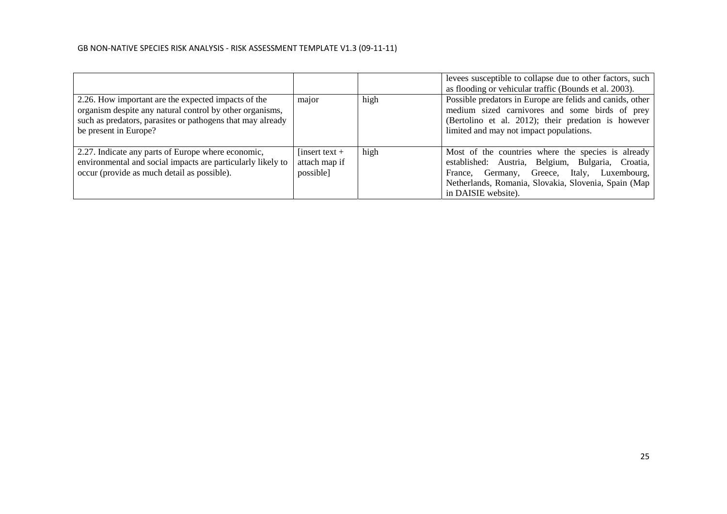|  |  |  |  |
|---|---|---|---|
|  |  |  | levees susceptible to collapse due to other factors, such as flooding or vehicular traffic (Bounds et al. 2003). |
| 2.26. How important are the expected impacts of the organism despite any natural control by other organisms, such as predators, parasites or pathogens that may already be present in Europe? | major | high | Possible predators in Europe are felids and canids, other medium sized carnivores and some birds of prey (Bertolino et al. 2012); their predation is however limited and may not impact populations. |
| 2.27. Indicate any parts of Europe where economic, environmental and social impacts are particularly likely to occur (provide as much detail as possible). | [insert text + attach map if possible] | high | Most of the countries where the species is already established: Austria, Belgium, Bulgaria, Croatia, France, Germany, Greece, Italy, Luxembourg, Netherlands, Romania, Slovakia, Slovenia, Spain (Map in DAISIE website). |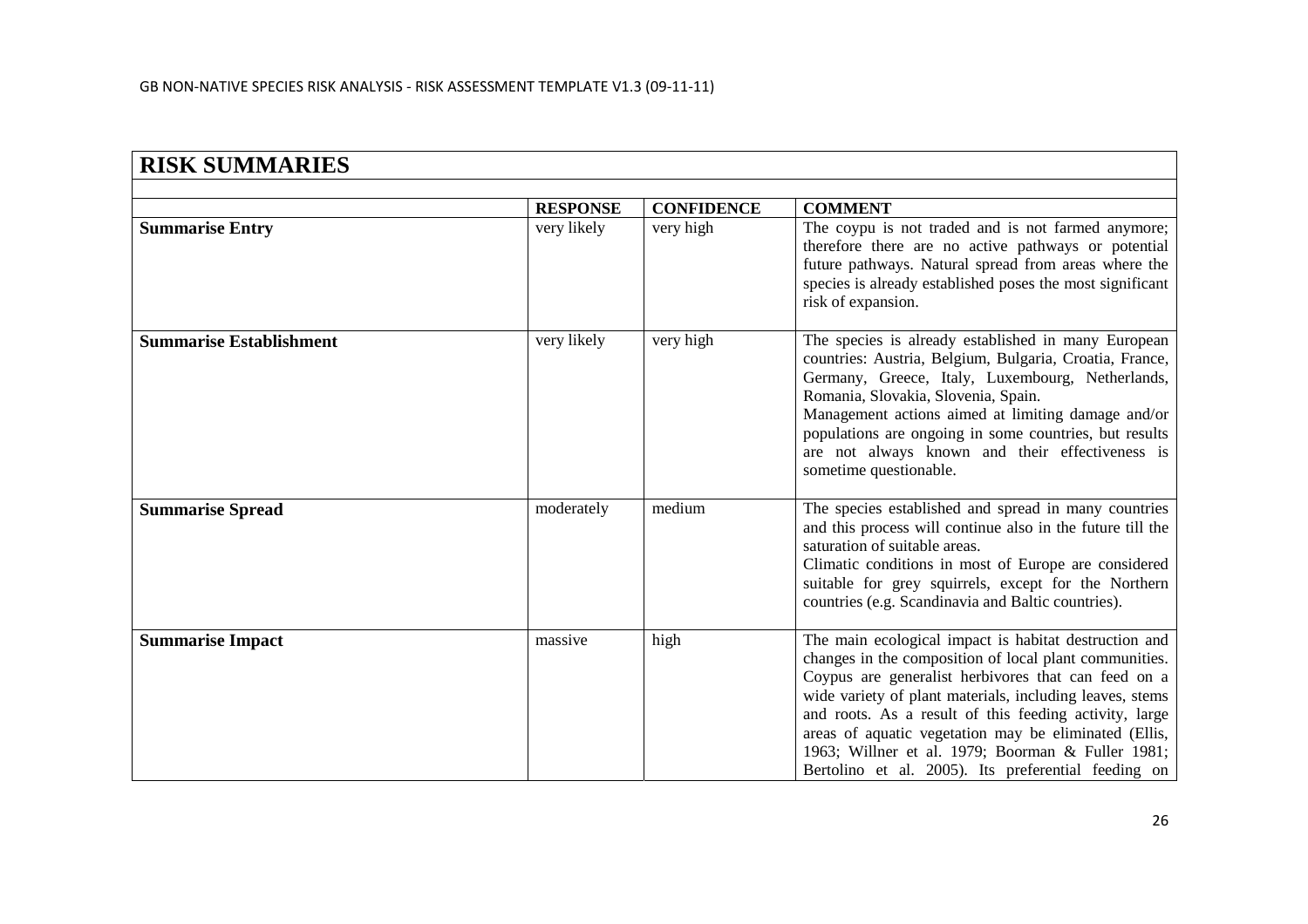| RISK SUMMARIES | | | |
|---|---|---|---|
| | **RESPONSE** | **CONFIDENCE** | **COMMENT** |
| **Summarise Entry** | very likely | very high | The coypu is not traded and is not farmed anymore; therefore there are no active pathways or potential future pathways. Natural spread from areas where the species is already established poses the most significant risk of expansion. |
| **Summarise Establishment** | very likely | very high | The species is already established in many European countries: Austria, Belgium, Bulgaria, Croatia, France, Germany, Greece, Italy, Luxembourg, Netherlands, Romania, Slovakia, Slovenia, Spain.<br>Management actions aimed at limiting damage and/or populations are ongoing in some countries, but results are not always known and their effectiveness is sometime questionable. |
| **Summarise Spread** | moderately | medium | The species established and spread in many countries and this process will continue also in the future till the saturation of suitable areas.<br>Climatic conditions in most of Europe are considered suitable for grey squirrels, except for the Northern countries (e.g. Scandinavia and Baltic countries). |
| **Summarise Impact** | massive | high | The main ecological impact is habitat destruction and changes in the composition of local plant communities. Coypus are generalist herbivores that can feed on a wide variety of plant materials, including leaves, stems and roots. As a result of this feeding activity, large areas of aquatic vegetation may be eliminated (Ellis, 1963; Willner et al. 1979; Boorman & Fuller 1981; Bertolino et al. 2005). Its preferential feeding on |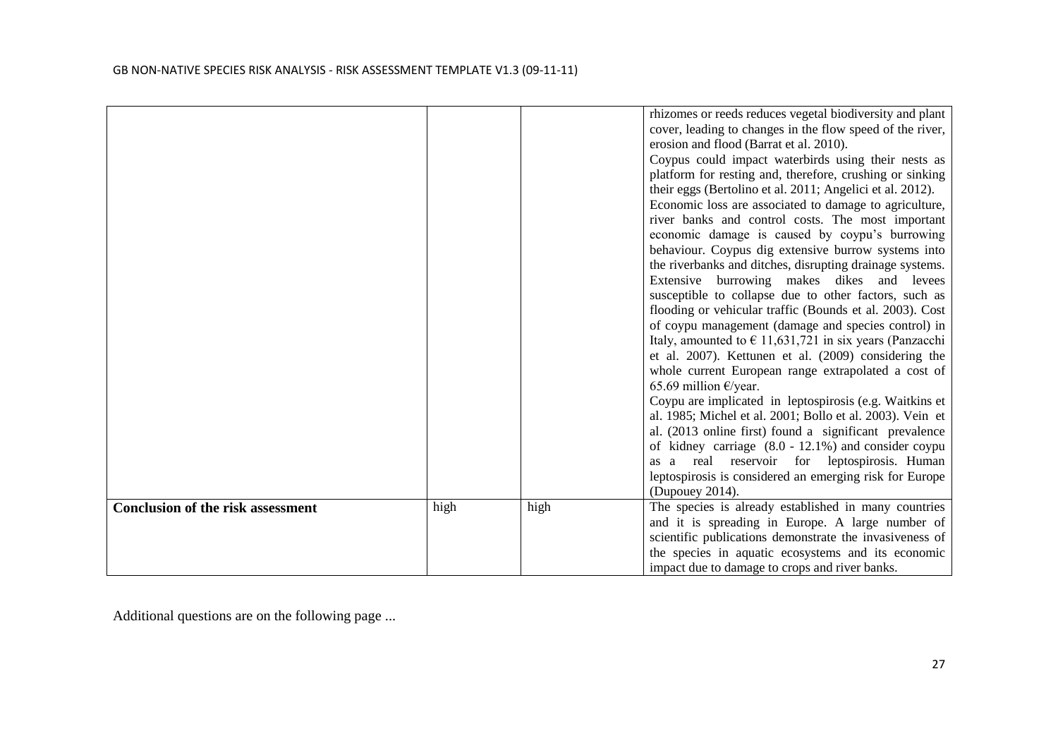| | | | |
|---|---|---|---|
| | | | rhizomes or reeds reduces vegetal biodiversity and plant cover, leading to changes in the flow speed of the river, erosion and flood (Barrat et al. 2010).<br>Coypus could impact waterbirds using their nests as platform for resting and, therefore, crushing or sinking their eggs (Bertolino et al. 2011; Angelici et al. 2012).<br>Economic loss are associated to damage to agriculture, river banks and control costs. The most important economic damage is caused by coypu's burrowing behaviour. Coypus dig extensive burrow systems into the riverbanks and ditches, disrupting drainage systems. Extensive burrowing makes dikes and levees susceptible to collapse due to other factors, such as flooding or vehicular traffic (Bounds et al. 2003). Cost of coypu management (damage and species control) in Italy, amounted to € 11,631,721 in six years (Panzacchi et al. 2007). Kettunen et al. (2009) considering the whole current European range extrapolated a cost of 65.69 million €/year.<br>Coypu are implicated in leptospirosis (e.g. Waitkins et al. 1985; Michel et al. 2001; Bollo et al. 2003). Vein et al. (2013 online first) found a significant prevalence of kidney carriage (8.0 - 12.1%) and consider coypu as a real reservoir for leptospirosis. Human leptospirosis is considered an emerging risk for Europe (Dupouey 2014). |
| **Conclusion of the risk assessment** | high | high | The species is already established in many countries and it is spreading in Europe. A large number of scientific publications demonstrate the invasiveness of the species in aquatic ecosystems and its economic impact due to damage to crops and river banks. |

Additional questions are on the following page ...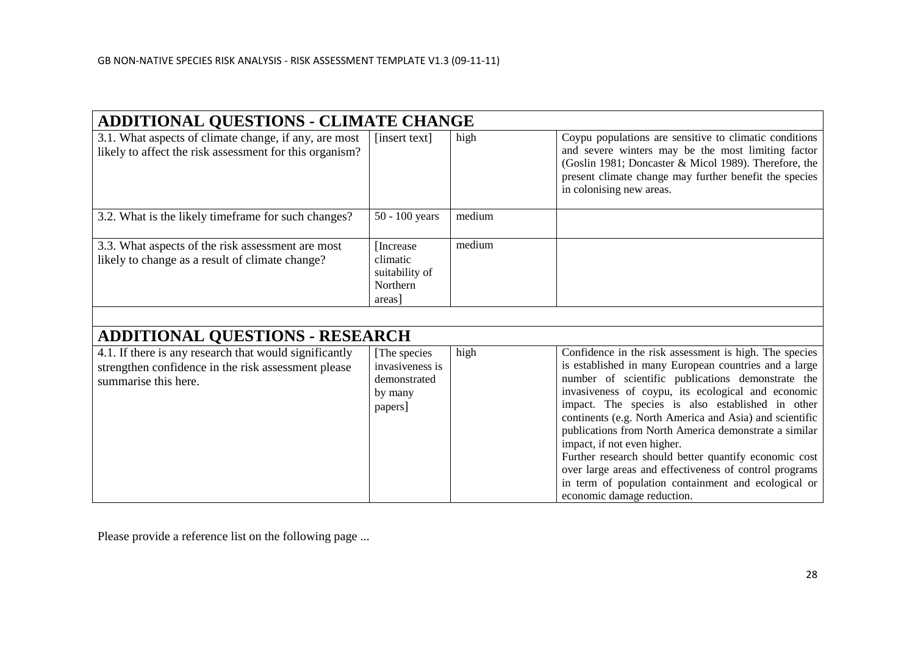## ADDITIONAL QUESTIONS - CLIMATE CHANGE

| | | | |
|---|---|---|---|
| 3.1. What aspects of climate change, if any, are most likely to affect the risk assessment for this organism? | [insert text] | high | Coypu populations are sensitive to climatic conditions and severe winters may be the most limiting factor (Goslin 1981; Doncaster & Micol 1989). Therefore, the present climate change may further benefit the species in colonising new areas. |
| 3.2. What is the likely timeframe for such changes? | 50 - 100 years | medium | |
| 3.3. What aspects of the risk assessment are most likely to change as a result of climate change? | [Increase climatic suitability of Northern areas] | medium | |

## ADDITIONAL QUESTIONS - RESEARCH

| | | | |
|---|---|---|---|
| 4.1. If there is any research that would significantly strengthen confidence in the risk assessment please summarise this here. | [The species invasiveness is demonstrated by many papers] | high | Confidence in the risk assessment is high. The species is established in many European countries and a large number of scientific publications demonstrate the invasiveness of coypu, its ecological and economic impact. The species is also established in other continents (e.g. North America and Asia) and scientific publications from North America demonstrate a similar impact, if not even higher.<br>Further research should better quantify economic cost over large areas and effectiveness of control programs in term of population containment and ecological or economic damage reduction. |

Please provide a reference list on the following page ...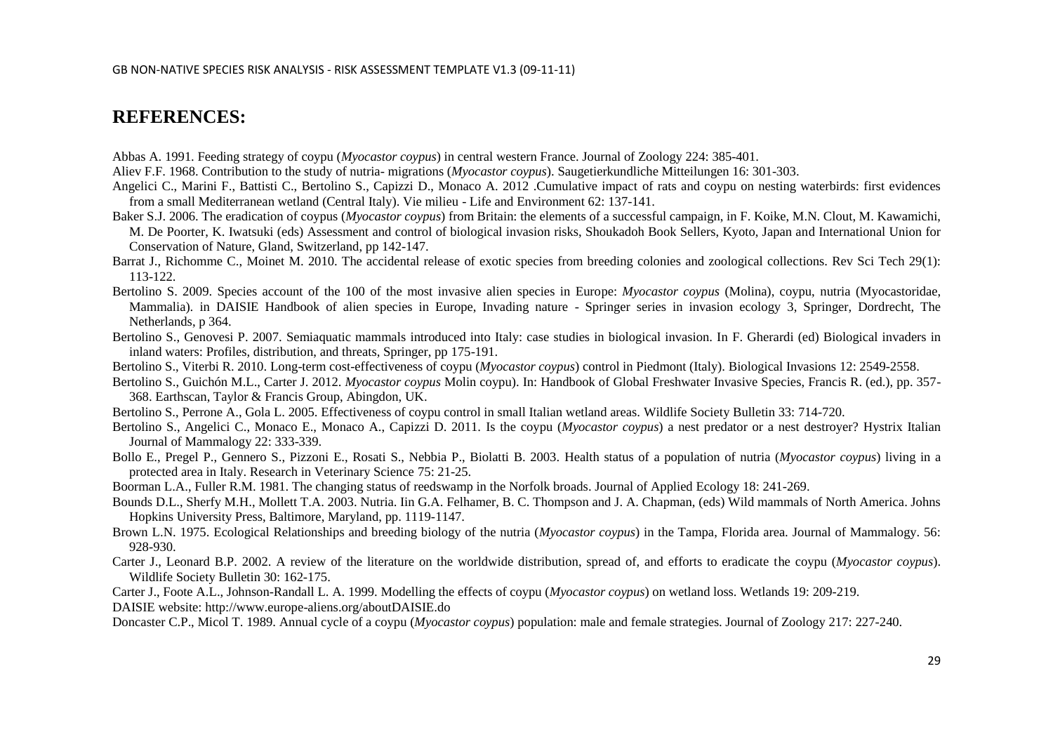# REFERENCES:

Abbas A. 1991. Feeding strategy of coypu (*Myocastor coypus*) in central western France. Journal of Zoology 224: 385-401.

Aliev F.F. 1968. Contribution to the study of nutria- migrations (*Myocastor coypus*). Saugetierkundliche Mitteilungen 16: 301-303.

Angelici C., Marini F., Battisti C., Bertolino S., Capizzi D., Monaco A. 2012 .Cumulative impact of rats and coypu on nesting waterbirds: first evidences from a small Mediterranean wetland (Central Italy). Vie milieu - Life and Environment 62: 137-141.

Baker S.J. 2006. The eradication of coypus (*Myocastor coypus*) from Britain: the elements of a successful campaign, in F. Koike, M.N. Clout, M. Kawamichi, M. De Poorter, K. Iwatsuki (eds) Assessment and control of biological invasion risks, Shoukadoh Book Sellers, Kyoto, Japan and International Union for Conservation of Nature, Gland, Switzerland, pp 142-147.

Barrat J., Richomme C., Moinet M. 2010. The accidental release of exotic species from breeding colonies and zoological collections. Rev Sci Tech 29(1): 113-122.

Bertolino S. 2009. Species account of the 100 of the most invasive alien species in Europe: *Myocastor coypus* (Molina), coypu, nutria (Myocastoridae, Mammalia). in DAISIE Handbook of alien species in Europe, Invading nature - Springer series in invasion ecology 3, Springer, Dordrecht, The Netherlands, p 364.

Bertolino S., Genovesi P. 2007. Semiaquatic mammals introduced into Italy: case studies in biological invasion. In F. Gherardi (ed) Biological invaders in inland waters: Profiles, distribution, and threats, Springer, pp 175-191.

Bertolino S., Viterbi R. 2010. Long-term cost-effectiveness of coypu (*Myocastor coypus*) control in Piedmont (Italy). Biological Invasions 12: 2549-2558.

Bertolino S., Guichón M.L., Carter J. 2012. *Myocastor coypus* Molin coypu). In: Handbook of Global Freshwater Invasive Species, Francis R. (ed.), pp. 357-368. Earthscan, Taylor & Francis Group, Abingdon, UK.

Bertolino S., Perrone A., Gola L. 2005. Effectiveness of coypu control in small Italian wetland areas. Wildlife Society Bulletin 33: 714-720.

Bertolino S., Angelici C., Monaco E., Monaco A., Capizzi D. 2011. Is the coypu (*Myocastor coypus*) a nest predator or a nest destroyer? Hystrix Italian Journal of Mammalogy 22: 333-339.

Bollo E., Pregel P., Gennero S., Pizzoni E., Rosati S., Nebbia P., Biolatti B. 2003. Health status of a population of nutria (*Myocastor coypus*) living in a protected area in Italy. Research in Veterinary Science 75: 21-25.

Boorman L.A., Fuller R.M. 1981. The changing status of reedswamp in the Norfolk broads. Journal of Applied Ecology 18: 241-269.

Bounds D.L., Sherfy M.H., Mollett T.A. 2003. Nutria. Iin G.A. Felhamer, B. C. Thompson and J. A. Chapman, (eds) Wild mammals of North America. Johns Hopkins University Press, Baltimore, Maryland, pp. 1119-1147.

Brown L.N. 1975. Ecological Relationships and breeding biology of the nutria (*Myocastor coypus*) in the Tampa, Florida area. Journal of Mammalogy. 56: 928-930.

Carter J., Leonard B.P. 2002. A review of the literature on the worldwide distribution, spread of, and efforts to eradicate the coypu (*Myocastor coypus*). Wildlife Society Bulletin 30: 162-175.

Carter J., Foote A.L., Johnson-Randall L. A. 1999. Modelling the effects of coypu (*Myocastor coypus*) on wetland loss. Wetlands 19: 209-219.

DAISIE website: http://www.europe-aliens.org/aboutDAISIE.do

Doncaster C.P., Micol T. 1989. Annual cycle of a coypu (*Myocastor coypus*) population: male and female strategies. Journal of Zoology 217: 227-240.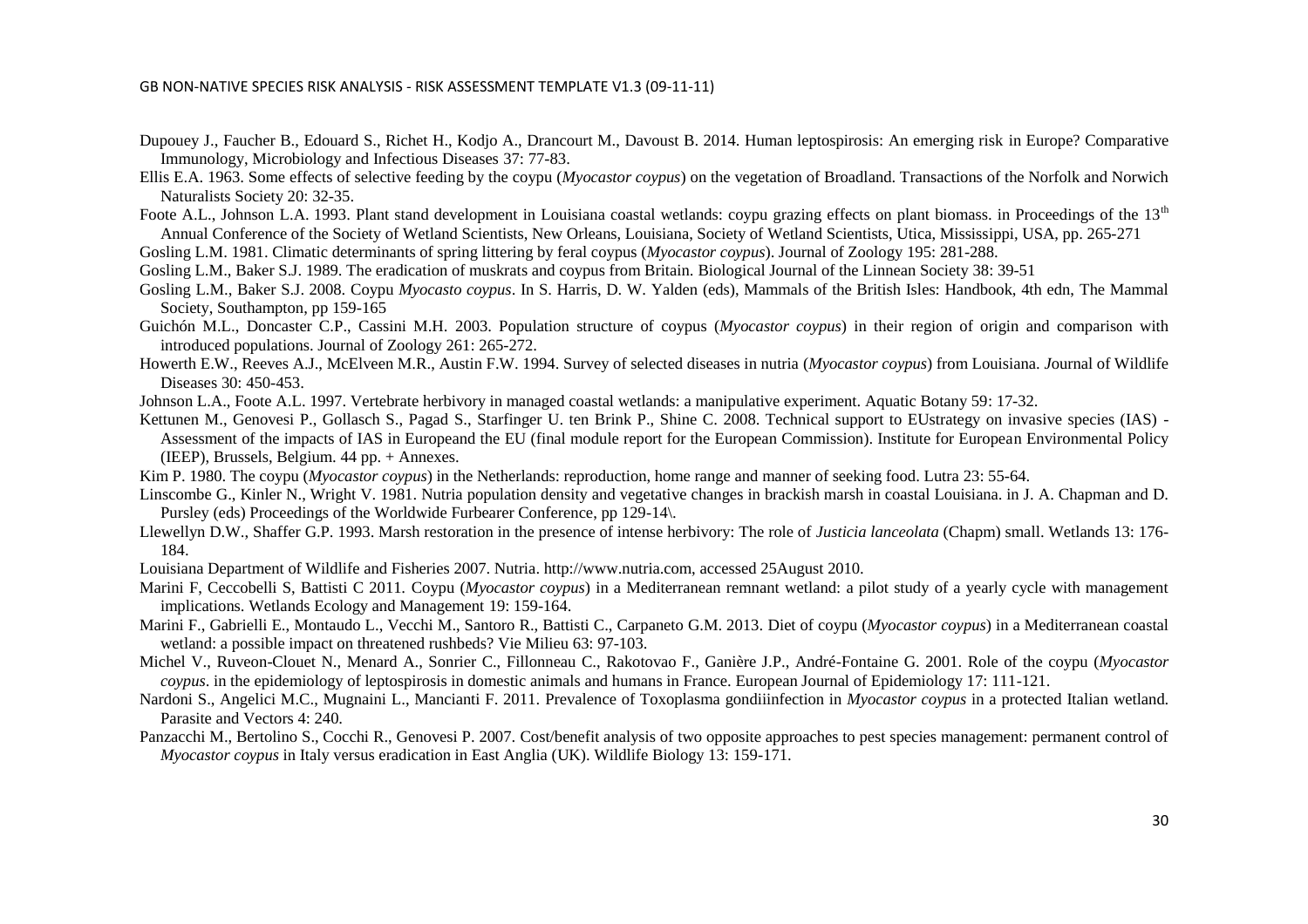Dupouey J., Faucher B., Edouard S., Richet H., Kodjo A., Drancourt M., Davoust B. 2014. Human leptospirosis: An emerging risk in Europe? Comparative Immunology, Microbiology and Infectious Diseases 37: 77-83.

Ellis E.A. 1963. Some effects of selective feeding by the coypu (*Myocastor coypus*) on the vegetation of Broadland. Transactions of the Norfolk and Norwich Naturalists Society 20: 32-35.

Foote A.L., Johnson L.A. 1993. Plant stand development in Louisiana coastal wetlands: coypu grazing effects on plant biomass. in Proceedings of the 13th Annual Conference of the Society of Wetland Scientists, New Orleans, Louisiana, Society of Wetland Scientists, Utica, Mississippi, USA, pp. 265-271

Gosling L.M. 1981. Climatic determinants of spring littering by feral coypus (*Myocastor coypus*). Journal of Zoology 195: 281-288.

Gosling L.M., Baker S.J. 1989. The eradication of muskrats and coypus from Britain. Biological Journal of the Linnean Society 38: 39-51

Gosling L.M., Baker S.J. 2008. Coypu *Myocasto coypus*. In S. Harris, D. W. Yalden (eds), Mammals of the British Isles: Handbook, 4th edn, The Mammal Society, Southampton, pp 159-165

Guichón M.L., Doncaster C.P., Cassini M.H. 2003. Population structure of coypus (*Myocastor coypus*) in their region of origin and comparison with introduced populations. Journal of Zoology 261: 265-272.

Howerth E.W., Reeves A.J., McElveen M.R., Austin F.W. 1994. Survey of selected diseases in nutria (*Myocastor coypus*) from Louisiana. *J*ournal of Wildlife Diseases 30: 450-453.

Johnson L.A., Foote A.L. 1997. Vertebrate herbivory in managed coastal wetlands: a manipulative experiment. Aquatic Botany 59: 17-32.

Kettunen M., Genovesi P., Gollasch S., Pagad S., Starfinger U. ten Brink P., Shine C. 2008. Technical support to EUstrategy on invasive species (IAS) - Assessment of the impacts of IAS in Europeand the EU (final module report for the European Commission). Institute for European Environmental Policy (IEEP), Brussels, Belgium. 44 pp. + Annexes.

Kim P. 1980. The coypu (*Myocastor coypus*) in the Netherlands: reproduction, home range and manner of seeking food. Lutra 23: 55-64.

Linscombe G., Kinler N., Wright V. 1981. Nutria population density and vegetative changes in brackish marsh in coastal Louisiana. in J. A. Chapman and D. Pursley (eds) Proceedings of the Worldwide Furbearer Conference, pp 129-14\.

Llewellyn D.W., Shaffer G.P. 1993. Marsh restoration in the presence of intense herbivory: The role of *Justicia lanceolata* (Chapm) small. Wetlands 13: 176-184.

Louisiana Department of Wildlife and Fisheries 2007. Nutria. http://www.nutria.com, accessed 25August 2010.

Marini F, Ceccobelli S, Battisti C 2011. Coypu (*Myocastor coypus*) in a Mediterranean remnant wetland: a pilot study of a yearly cycle with management implications. Wetlands Ecology and Management 19: 159-164.

Marini F., Gabrielli E., Montaudo L., Vecchi M., Santoro R., Battisti C., Carpaneto G.M. 2013. Diet of coypu (*Myocastor coypus*) in a Mediterranean coastal wetland: a possible impact on threatened rushbeds? Vie Milieu 63: 97-103.

Michel V., Ruveon-Clouet N., Menard A., Sonrier C., Fillonneau C., Rakotovao F., Ganière J.P., André-Fontaine G. 2001. Role of the coypu (*Myocastor coypus*. in the epidemiology of leptospirosis in domestic animals and humans in France. European Journal of Epidemiology 17: 111-121.

Nardoni S., Angelici M.C., Mugnaini L., Mancianti F. 2011. Prevalence of Toxoplasma gondiiinfection in *Myocastor coypus* in a protected Italian wetland. Parasite and Vectors 4: 240.

Panzacchi M., Bertolino S., Cocchi R., Genovesi P. 2007. Cost/benefit analysis of two opposite approaches to pest species management: permanent control of *Myocastor coypus* in Italy versus eradication in East Anglia (UK). Wildlife Biology 13: 159-171.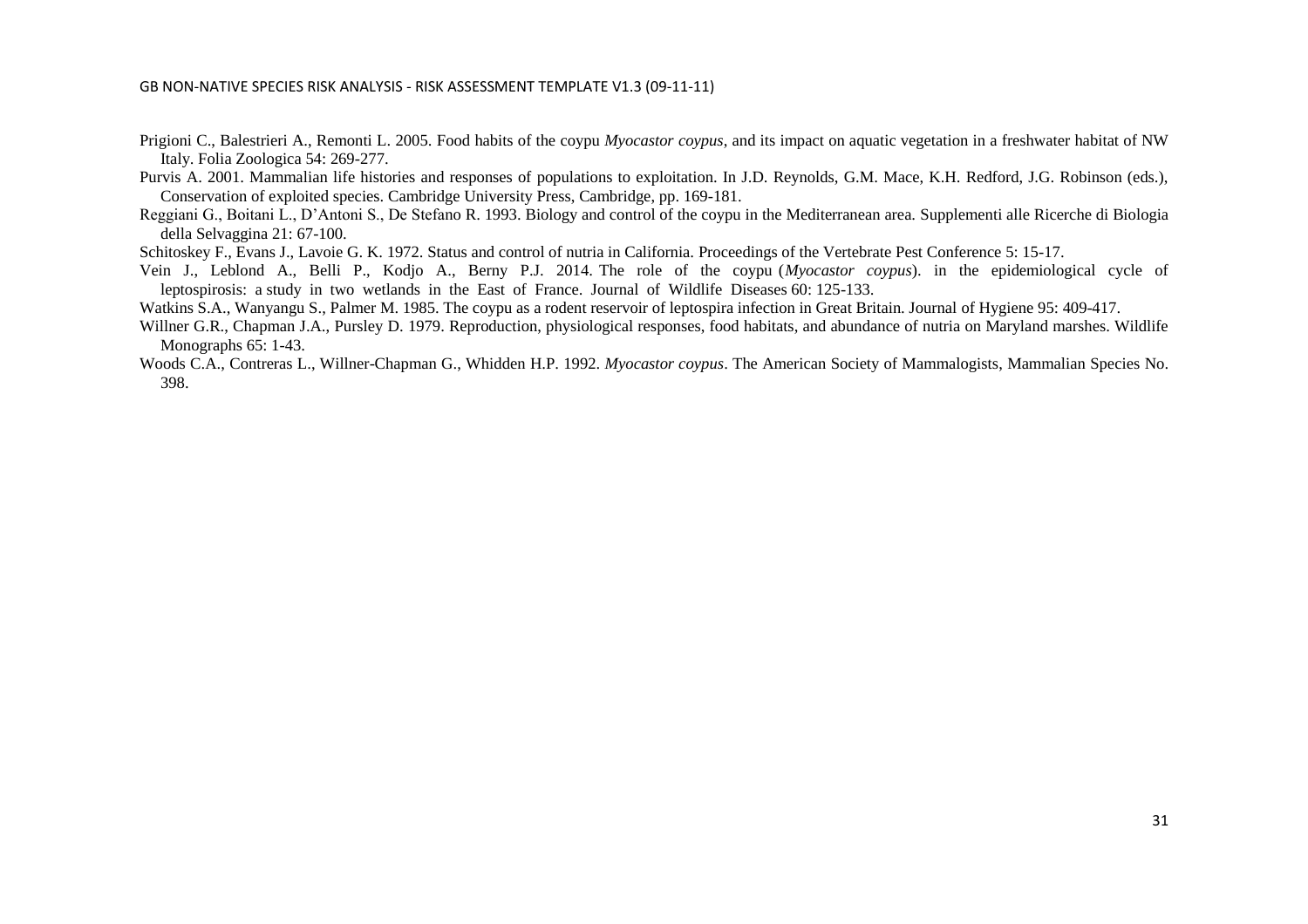Prigioni C., Balestrieri A., Remonti L. 2005. Food habits of the coypu *Myocastor coypus*, and its impact on aquatic vegetation in a freshwater habitat of NW Italy. Folia Zoologica 54: 269-277.

Purvis A. 2001. Mammalian life histories and responses of populations to exploitation. In J.D. Reynolds, G.M. Mace, K.H. Redford, J.G. Robinson (eds.), Conservation of exploited species. Cambridge University Press, Cambridge, pp. 169-181.

Reggiani G., Boitani L., D'Antoni S., De Stefano R. 1993. Biology and control of the coypu in the Mediterranean area. Supplementi alle Ricerche di Biologia della Selvaggina 21: 67-100.

Schitoskey F., Evans J., Lavoie G. K. 1972. Status and control of nutria in California. Proceedings of the Vertebrate Pest Conference 5: 15-17.

Vein J., Leblond A., Belli P., Kodjo A., Berny P.J. 2014. The role of the coypu (*Myocastor coypus*). in the epidemiological cycle of leptospirosis: a study in two wetlands in the East of France. Journal of Wildlife Diseases 60: 125-133.

Watkins S.A., Wanyangu S., Palmer M. 1985. The coypu as a rodent reservoir of leptospira infection in Great Britain. Journal of Hygiene 95: 409-417.

Willner G.R., Chapman J.A., Pursley D. 1979. Reproduction, physiological responses, food habitats, and abundance of nutria on Maryland marshes. Wildlife Monographs 65: 1-43.

Woods C.A., Contreras L., Willner-Chapman G., Whidden H.P. 1992. *Myocastor coypus*. The American Society of Mammalogists, Mammalian Species No. 398.